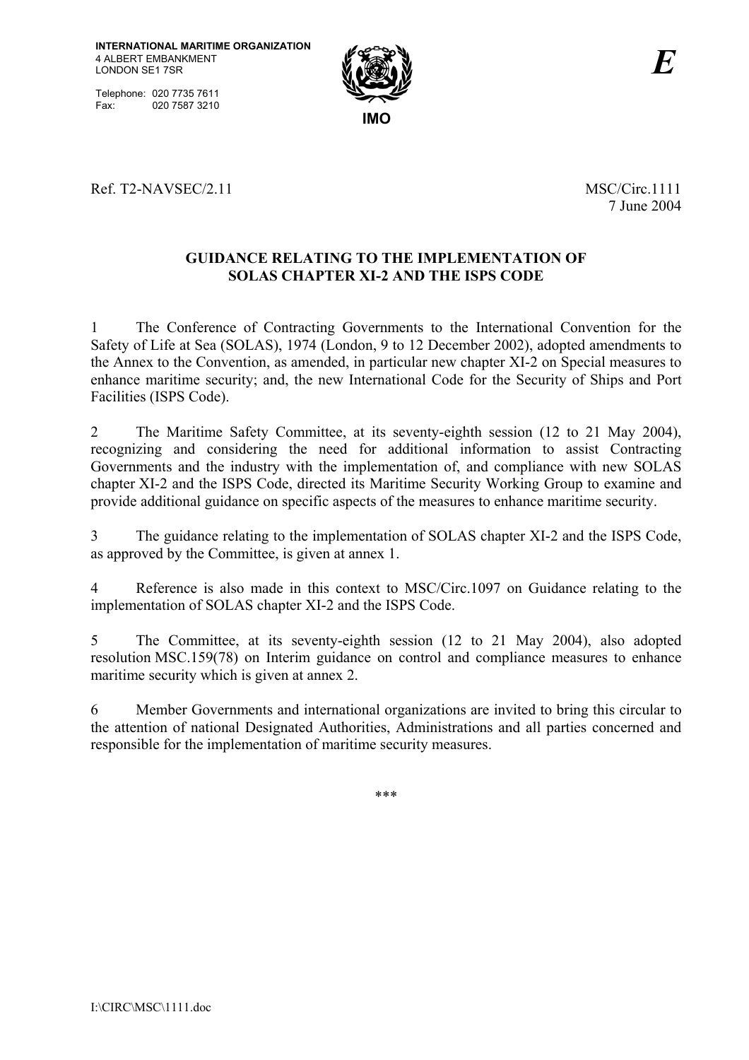INTERNATIONAL MARITIME ORGANIZATION
4 ALBERT EMBANKMENT
LONDON SE1 7SR

Telephone: 020 7735 7611
Fax: 020 7587 3210

IMO

*E*

Ref. T2-NAVSEC/2.11

MSC/Circ.1111
7 June 2004

## GUIDANCE RELATING TO THE IMPLEMENTATION OF SOLAS CHAPTER XI-2 AND THE ISPS CODE

1 The Conference of Contracting Governments to the International Convention for the Safety of Life at Sea (SOLAS), 1974 (London, 9 to 12 December 2002), adopted amendments to the Annex to the Convention, as amended, in particular new chapter XI-2 on Special measures to enhance maritime security; and, the new International Code for the Security of Ships and Port Facilities (ISPS Code).

2 The Maritime Safety Committee, at its seventy-eighth session (12 to 21 May 2004), recognizing and considering the need for additional information to assist Contracting Governments and the industry with the implementation of, and compliance with new SOLAS chapter XI-2 and the ISPS Code, directed its Maritime Security Working Group to examine and provide additional guidance on specific aspects of the measures to enhance maritime security.

3 The guidance relating to the implementation of SOLAS chapter XI-2 and the ISPS Code, as approved by the Committee, is given at annex 1.

4 Reference is also made in this context to MSC/Circ.1097 on Guidance relating to the implementation of SOLAS chapter XI-2 and the ISPS Code.

5 The Committee, at its seventy-eighth session (12 to 21 May 2004), also adopted resolution MSC.159(78) on Interim guidance on control and compliance measures to enhance maritime security which is given at annex 2.

6 Member Governments and international organizations are invited to bring this circular to the attention of national Designated Authorities, Administrations and all parties concerned and responsible for the implementation of maritime security measures.

\*\*\*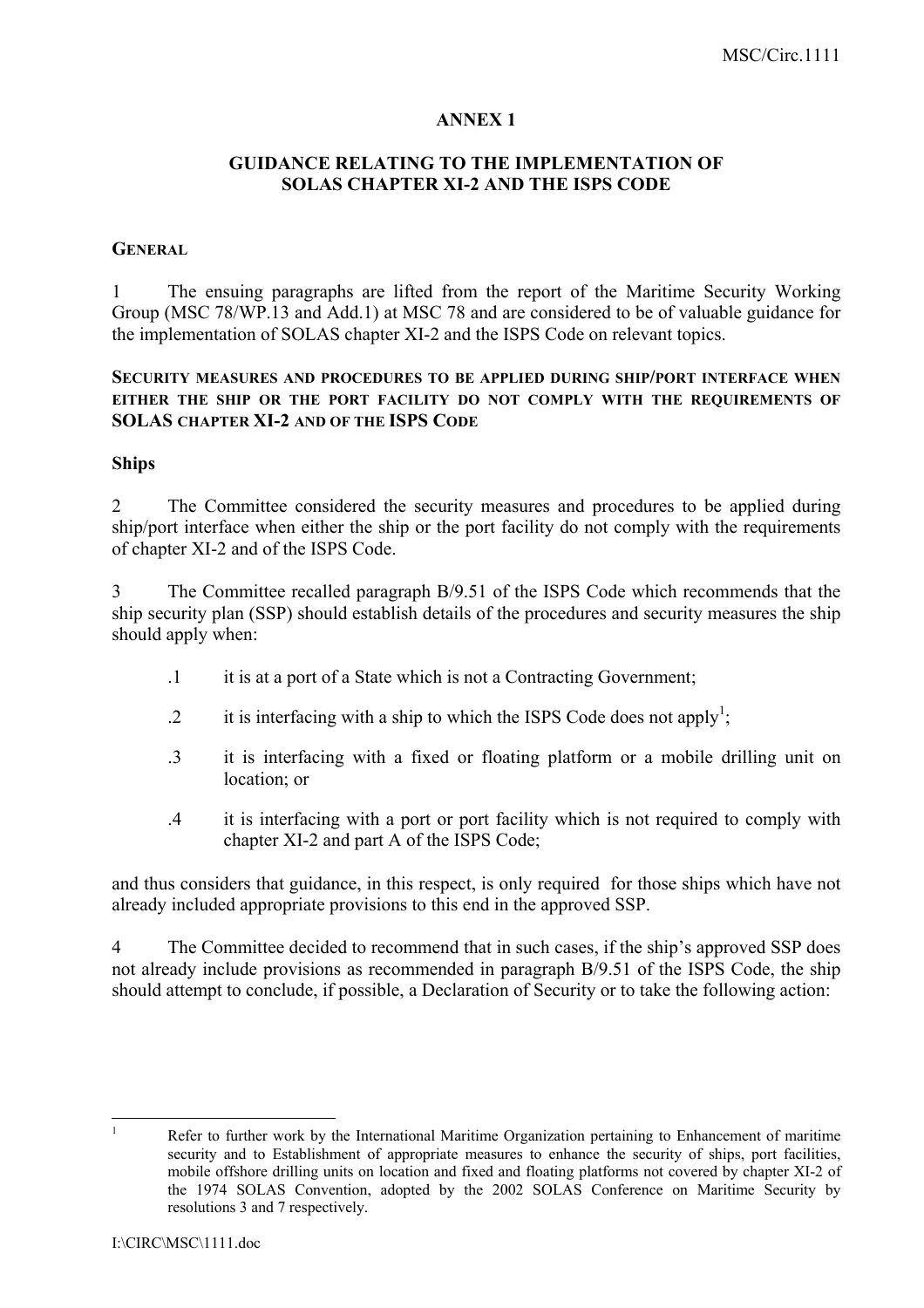# ANNEX 1

## GUIDANCE RELATING TO THE IMPLEMENTATION OF SOLAS CHAPTER XI-2 AND THE ISPS CODE

### GENERAL

1 The ensuing paragraphs are lifted from the report of the Maritime Security Working Group (MSC 78/WP.13 and Add.1) at MSC 78 and are considered to be of valuable guidance for the implementation of SOLAS chapter XI-2 and the ISPS Code on relevant topics.

### SECURITY MEASURES AND PROCEDURES TO BE APPLIED DURING SHIP/PORT INTERFACE WHEN EITHER THE SHIP OR THE PORT FACILITY DO NOT COMPLY WITH THE REQUIREMENTS OF SOLAS CHAPTER XI-2 AND OF THE ISPS CODE

#### Ships

2 The Committee considered the security measures and procedures to be applied during ship/port interface when either the ship or the port facility do not comply with the requirements of chapter XI-2 and of the ISPS Code.

3 The Committee recalled paragraph B/9.51 of the ISPS Code which recommends that the ship security plan (SSP) should establish details of the procedures and security measures the ship should apply when:

- .1 it is at a port of a State which is not a Contracting Government;
- .2 it is interfacing with a ship to which the ISPS Code does not apply[1];
- .3 it is interfacing with a fixed or floating platform or a mobile drilling unit on location; or
- .4 it is interfacing with a port or port facility which is not required to comply with chapter XI-2 and part A of the ISPS Code;

and thus considers that guidance, in this respect, is only required for those ships which have not already included appropriate provisions to this end in the approved SSP.

4 The Committee decided to recommend that in such cases, if the ship's approved SSP does not already include provisions as recommended in paragraph B/9.51 of the ISPS Code, the ship should attempt to conclude, if possible, a Declaration of Security or to take the following action:

---

[1] Refer to further work by the International Maritime Organization pertaining to Enhancement of maritime security and to Establishment of appropriate measures to enhance the security of ships, port facilities, mobile offshore drilling units on location and fixed and floating platforms not covered by chapter XI-2 of the 1974 SOLAS Convention, adopted by the 2002 SOLAS Conference on Maritime Security by resolutions 3 and 7 respectively.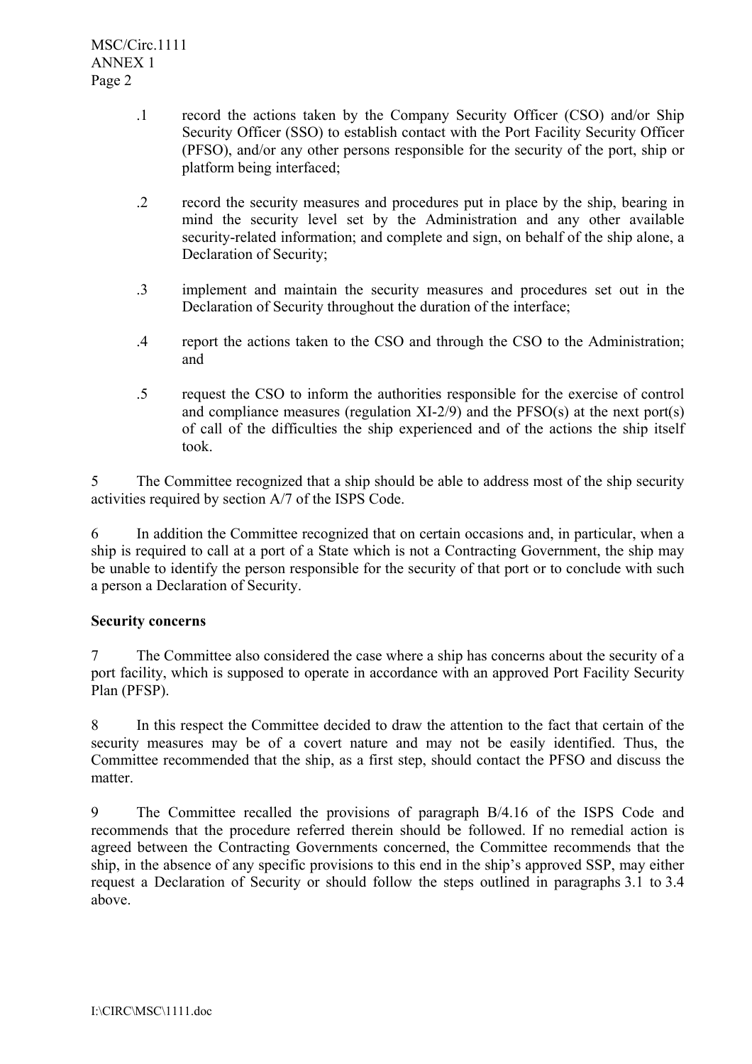- .1 record the actions taken by the Company Security Officer (CSO) and/or Ship Security Officer (SSO) to establish contact with the Port Facility Security Officer (PFSO), and/or any other persons responsible for the security of the port, ship or platform being interfaced;

- .2 record the security measures and procedures put in place by the ship, bearing in mind the security level set by the Administration and any other available security-related information; and complete and sign, on behalf of the ship alone, a Declaration of Security;

- .3 implement and maintain the security measures and procedures set out in the Declaration of Security throughout the duration of the interface;

- .4 report the actions taken to the CSO and through the CSO to the Administration; and

- .5 request the CSO to inform the authorities responsible for the exercise of control and compliance measures (regulation XI-2/9) and the PFSO(s) at the next port(s) of call of the difficulties the ship experienced and of the actions the ship itself took.

5 The Committee recognized that a ship should be able to address most of the ship security activities required by section A/7 of the ISPS Code.

6 In addition the Committee recognized that on certain occasions and, in particular, when a ship is required to call at a port of a State which is not a Contracting Government, the ship may be unable to identify the person responsible for the security of that port or to conclude with such a person a Declaration of Security.

**Security concerns**

7 The Committee also considered the case where a ship has concerns about the security of a port facility, which is supposed to operate in accordance with an approved Port Facility Security Plan (PFSP).

8 In this respect the Committee decided to draw the attention to the fact that certain of the security measures may be of a covert nature and may not be easily identified. Thus, the Committee recommended that the ship, as a first step, should contact the PFSO and discuss the matter.

9 The Committee recalled the provisions of paragraph B/4.16 of the ISPS Code and recommends that the procedure referred therein should be followed. If no remedial action is agreed between the Contracting Governments concerned, the Committee recommends that the ship, in the absence of any specific provisions to this end in the ship's approved SSP, may either request a Declaration of Security or should follow the steps outlined in paragraphs 3.1 to 3.4 above.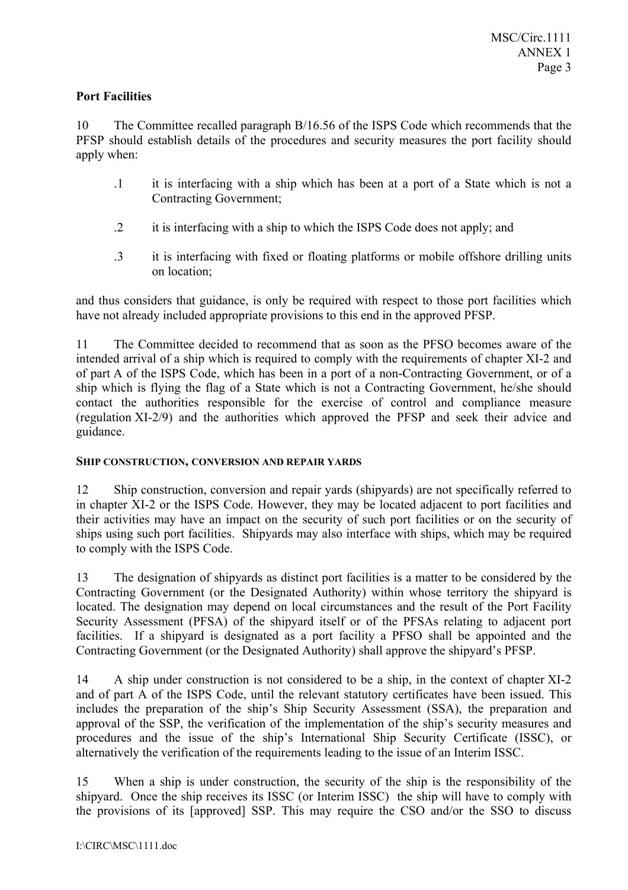**Port Facilities**

10 The Committee recalled paragraph B/16.56 of the ISPS Code which recommends that the PFSP should establish details of the procedures and security measures the port facility should apply when:

.1 it is interfacing with a ship which has been at a port of a State which is not a Contracting Government;

.2 it is interfacing with a ship to which the ISPS Code does not apply; and

.3 it is interfacing with fixed or floating platforms or mobile offshore drilling units on location;

and thus considers that guidance, is only be required with respect to those port facilities which have not already included appropriate provisions to this end in the approved PFSP.

11 The Committee decided to recommend that as soon as the PFSO becomes aware of the intended arrival of a ship which is required to comply with the requirements of chapter XI-2 and of part A of the ISPS Code, which has been in a port of a non-Contracting Government, or of a ship which is flying the flag of a State which is not a Contracting Government, he/she should contact the authorities responsible for the exercise of control and compliance measure (regulation XI-2/9) and the authorities which approved the PFSP and seek their advice and guidance.

**SHIP CONSTRUCTION, CONVERSION AND REPAIR YARDS**

12 Ship construction, conversion and repair yards (shipyards) are not specifically referred to in chapter XI-2 or the ISPS Code. However, they may be located adjacent to port facilities and their activities may have an impact on the security of such port facilities or on the security of ships using such port facilities. Shipyards may also interface with ships, which may be required to comply with the ISPS Code.

13 The designation of shipyards as distinct port facilities is a matter to be considered by the Contracting Government (or the Designated Authority) within whose territory the shipyard is located. The designation may depend on local circumstances and the result of the Port Facility Security Assessment (PFSA) of the shipyard itself or of the PFSAs relating to adjacent port facilities. If a shipyard is designated as a port facility a PFSO shall be appointed and the Contracting Government (or the Designated Authority) shall approve the shipyard's PFSP.

14 A ship under construction is not considered to be a ship, in the context of chapter XI-2 and of part A of the ISPS Code, until the relevant statutory certificates have been issued. This includes the preparation of the ship's Ship Security Assessment (SSA), the preparation and approval of the SSP, the verification of the implementation of the ship's security measures and procedures and the issue of the ship's International Ship Security Certificate (ISSC), or alternatively the verification of the requirements leading to the issue of an Interim ISSC.

15 When a ship is under construction, the security of the ship is the responsibility of the shipyard. Once the ship receives its ISSC (or Interim ISSC) the ship will have to comply with the provisions of its [approved] SSP. This may require the CSO and/or the SSO to discuss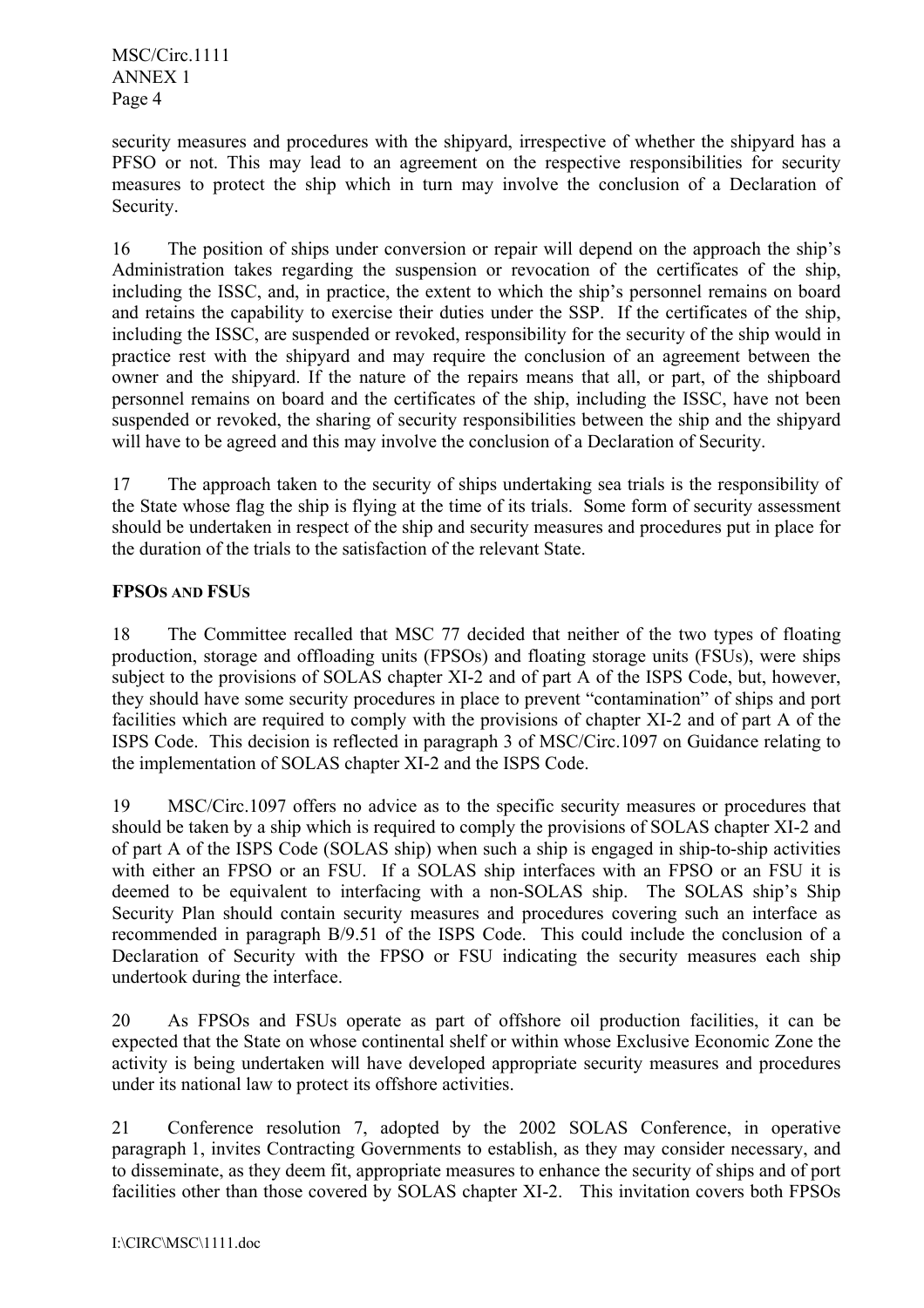security measures and procedures with the shipyard, irrespective of whether the shipyard has a PFSO or not. This may lead to an agreement on the respective responsibilities for security measures to protect the ship which in turn may involve the conclusion of a Declaration of Security.

16 The position of ships under conversion or repair will depend on the approach the ship's Administration takes regarding the suspension or revocation of the certificates of the ship, including the ISSC, and, in practice, the extent to which the ship's personnel remains on board and retains the capability to exercise their duties under the SSP. If the certificates of the ship, including the ISSC, are suspended or revoked, responsibility for the security of the ship would in practice rest with the shipyard and may require the conclusion of an agreement between the owner and the shipyard. If the nature of the repairs means that all, or part, of the shipboard personnel remains on board and the certificates of the ship, including the ISSC, have not been suspended or revoked, the sharing of security responsibilities between the ship and the shipyard will have to be agreed and this may involve the conclusion of a Declaration of Security.

17 The approach taken to the security of ships undertaking sea trials is the responsibility of the State whose flag the ship is flying at the time of its trials. Some form of security assessment should be undertaken in respect of the ship and security measures and procedures put in place for the duration of the trials to the satisfaction of the relevant State.

## FPSOs AND FSUs

18 The Committee recalled that MSC 77 decided that neither of the two types of floating production, storage and offloading units (FPSOs) and floating storage units (FSUs), were ships subject to the provisions of SOLAS chapter XI-2 and of part A of the ISPS Code, but, however, they should have some security procedures in place to prevent "contamination" of ships and port facilities which are required to comply with the provisions of chapter XI-2 and of part A of the ISPS Code. This decision is reflected in paragraph 3 of MSC/Circ.1097 on Guidance relating to the implementation of SOLAS chapter XI-2 and the ISPS Code.

19 MSC/Circ.1097 offers no advice as to the specific security measures or procedures that should be taken by a ship which is required to comply the provisions of SOLAS chapter XI-2 and of part A of the ISPS Code (SOLAS ship) when such a ship is engaged in ship-to-ship activities with either an FPSO or an FSU. If a SOLAS ship interfaces with an FPSO or an FSU it is deemed to be equivalent to interfacing with a non-SOLAS ship. The SOLAS ship's Ship Security Plan should contain security measures and procedures covering such an interface as recommended in paragraph B/9.51 of the ISPS Code. This could include the conclusion of a Declaration of Security with the FPSO or FSU indicating the security measures each ship undertook during the interface.

20 As FPSOs and FSUs operate as part of offshore oil production facilities, it can be expected that the State on whose continental shelf or within whose Exclusive Economic Zone the activity is being undertaken will have developed appropriate security measures and procedures under its national law to protect its offshore activities.

21 Conference resolution 7, adopted by the 2002 SOLAS Conference, in operative paragraph 1, invites Contracting Governments to establish, as they may consider necessary, and to disseminate, as they deem fit, appropriate measures to enhance the security of ships and of port facilities other than those covered by SOLAS chapter XI-2. This invitation covers both FPSOs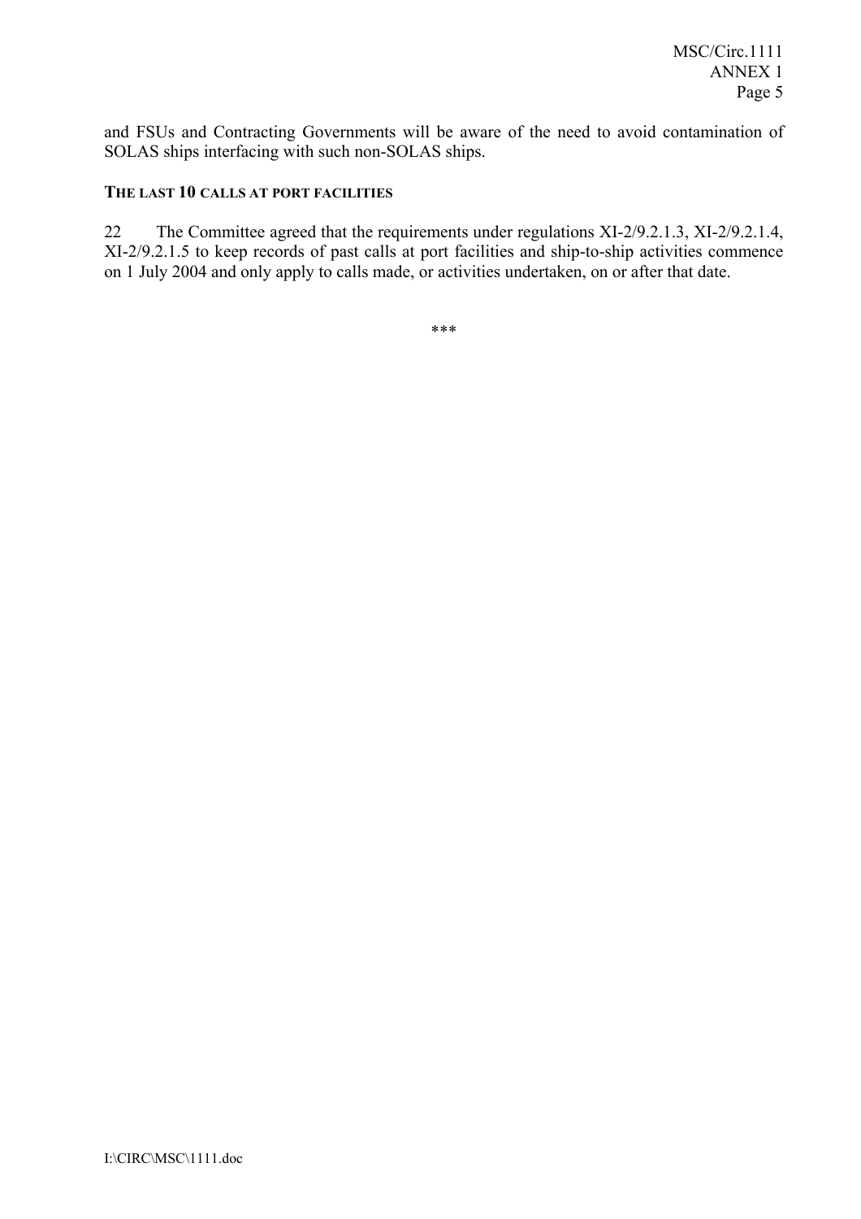and FSUs and Contracting Governments will be aware of the need to avoid contamination of SOLAS ships interfacing with such non-SOLAS ships.

### THE LAST 10 CALLS AT PORT FACILITIES

22 The Committee agreed that the requirements under regulations XI-2/9.2.1.3, XI-2/9.2.1.4, XI-2/9.2.1.5 to keep records of past calls at port facilities and ship-to-ship activities commence on 1 July 2004 and only apply to calls made, or activities undertaken, on or after that date.

***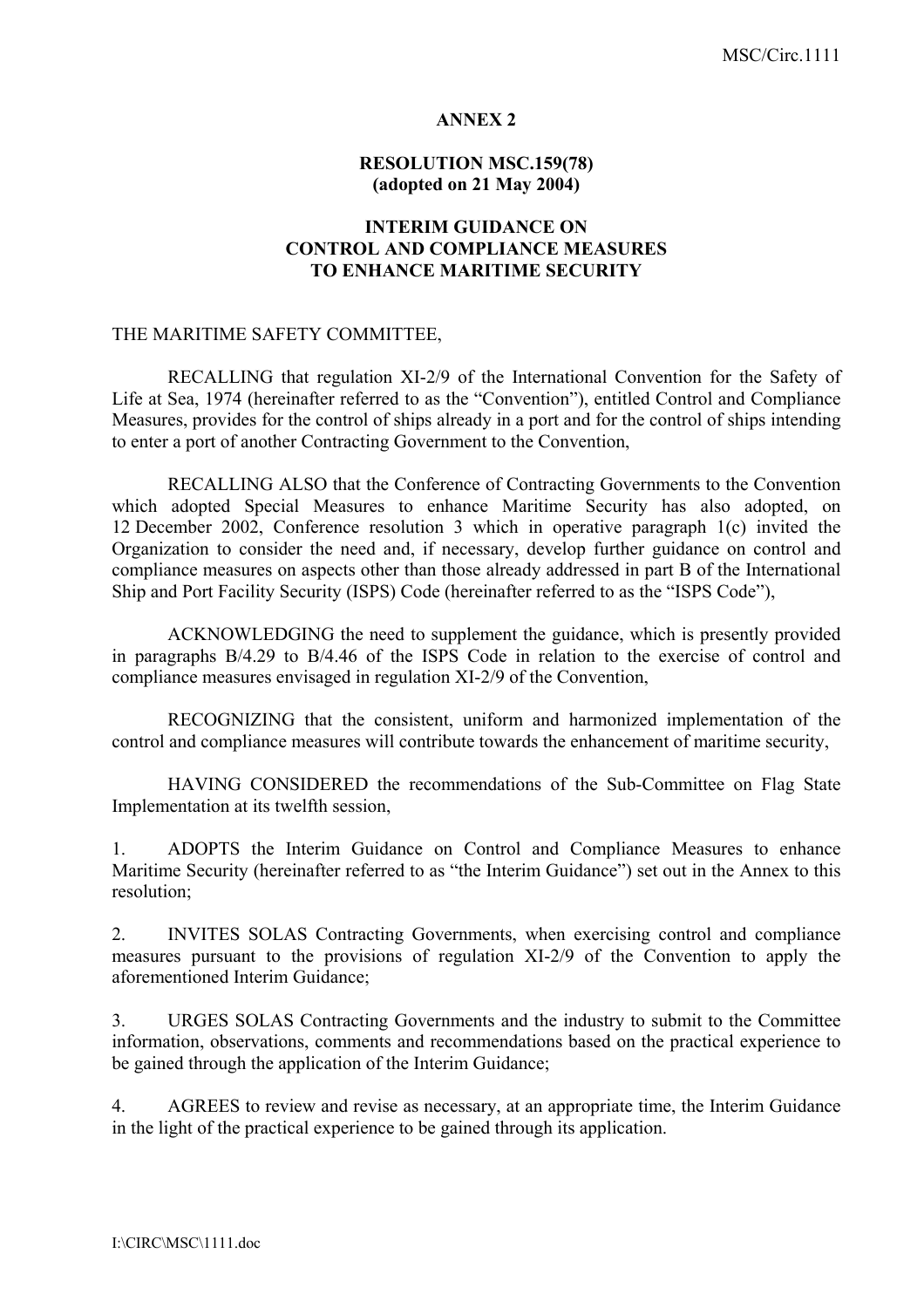**ANNEX 2**

**RESOLUTION MSC.159(78)**
**(adopted on 21 May 2004)**

**INTERIM GUIDANCE ON CONTROL AND COMPLIANCE MEASURES TO ENHANCE MARITIME SECURITY**

THE MARITIME SAFETY COMMITTEE,

RECALLING that regulation XI-2/9 of the International Convention for the Safety of Life at Sea, 1974 (hereinafter referred to as the "Convention"), entitled Control and Compliance Measures, provides for the control of ships already in a port and for the control of ships intending to enter a port of another Contracting Government to the Convention,

RECALLING ALSO that the Conference of Contracting Governments to the Convention which adopted Special Measures to enhance Maritime Security has also adopted, on 12 December 2002, Conference resolution 3 which in operative paragraph 1(c) invited the Organization to consider the need and, if necessary, develop further guidance on control and compliance measures on aspects other than those already addressed in part B of the International Ship and Port Facility Security (ISPS) Code (hereinafter referred to as the "ISPS Code"),

ACKNOWLEDGING the need to supplement the guidance, which is presently provided in paragraphs B/4.29 to B/4.46 of the ISPS Code in relation to the exercise of control and compliance measures envisaged in regulation XI-2/9 of the Convention,

RECOGNIZING that the consistent, uniform and harmonized implementation of the control and compliance measures will contribute towards the enhancement of maritime security,

HAVING CONSIDERED the recommendations of the Sub-Committee on Flag State Implementation at its twelfth session,

1. ADOPTS the Interim Guidance on Control and Compliance Measures to enhance Maritime Security (hereinafter referred to as "the Interim Guidance") set out in the Annex to this resolution;

2. INVITES SOLAS Contracting Governments, when exercising control and compliance measures pursuant to the provisions of regulation XI-2/9 of the Convention to apply the aforementioned Interim Guidance;

3. URGES SOLAS Contracting Governments and the industry to submit to the Committee information, observations, comments and recommendations based on the practical experience to be gained through the application of the Interim Guidance;

4. AGREES to review and revise as necessary, at an appropriate time, the Interim Guidance in the light of the practical experience to be gained through its application.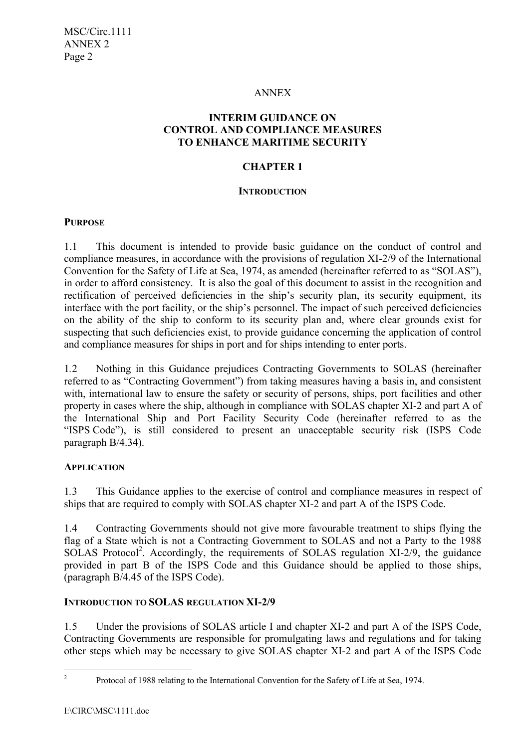ANNEX

# INTERIM GUIDANCE ON CONTROL AND COMPLIANCE MEASURES TO ENHANCE MARITIME SECURITY

## CHAPTER 1

### INTRODUCTION

#### PURPOSE

1.1 This document is intended to provide basic guidance on the conduct of control and compliance measures, in accordance with the provisions of regulation XI-2/9 of the International Convention for the Safety of Life at Sea, 1974, as amended (hereinafter referred to as "SOLAS"), in order to afford consistency. It is also the goal of this document to assist in the recognition and rectification of perceived deficiencies in the ship's security plan, its security equipment, its interface with the port facility, or the ship's personnel. The impact of such perceived deficiencies on the ability of the ship to conform to its security plan and, where clear grounds exist for suspecting that such deficiencies exist, to provide guidance concerning the application of control and compliance measures for ships in port and for ships intending to enter ports.

1.2 Nothing in this Guidance prejudices Contracting Governments to SOLAS (hereinafter referred to as "Contracting Government") from taking measures having a basis in, and consistent with, international law to ensure the safety or security of persons, ships, port facilities and other property in cases where the ship, although in compliance with SOLAS chapter XI-2 and part A of the International Ship and Port Facility Security Code (hereinafter referred to as the "ISPS Code"), is still considered to present an unacceptable security risk (ISPS Code paragraph B/4.34).

#### APPLICATION

1.3 This Guidance applies to the exercise of control and compliance measures in respect of ships that are required to comply with SOLAS chapter XI-2 and part A of the ISPS Code.

1.4 Contracting Governments should not give more favourable treatment to ships flying the flag of a State which is not a Contracting Government to SOLAS and not a Party to the 1988 SOLAS Protocol[2]. Accordingly, the requirements of SOLAS regulation XI-2/9, the guidance provided in part B of the ISPS Code and this Guidance should be applied to those ships, (paragraph B/4.45 of the ISPS Code).

#### INTRODUCTION TO SOLAS REGULATION XI-2/9

1.5 Under the provisions of SOLAS article I and chapter XI-2 and part A of the ISPS Code, Contracting Governments are responsible for promulgating laws and regulations and for taking other steps which may be necessary to give SOLAS chapter XI-2 and part A of the ISPS Code

[2] Protocol of 1988 relating to the International Convention for the Safety of Life at Sea, 1974.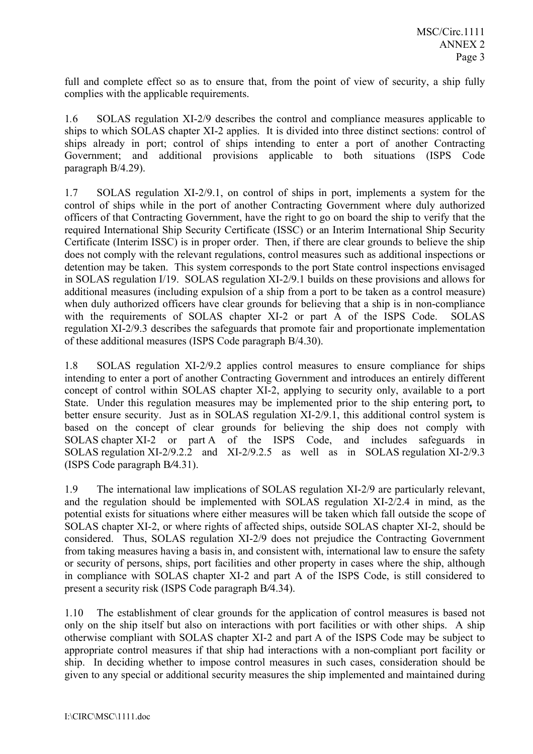full and complete effect so as to ensure that, from the point of view of security, a ship fully complies with the applicable requirements.

1.6 SOLAS regulation XI-2/9 describes the control and compliance measures applicable to ships to which SOLAS chapter XI-2 applies. It is divided into three distinct sections: control of ships already in port; control of ships intending to enter a port of another Contracting Government; and additional provisions applicable to both situations (ISPS Code paragraph B/4.29).

1.7 SOLAS regulation XI-2/9.1, on control of ships in port, implements a system for the control of ships while in the port of another Contracting Government where duly authorized officers of that Contracting Government, have the right to go on board the ship to verify that the required International Ship Security Certificate (ISSC) or an Interim International Ship Security Certificate (Interim ISSC) is in proper order. Then, if there are clear grounds to believe the ship does not comply with the relevant regulations, control measures such as additional inspections or detention may be taken. This system corresponds to the port State control inspections envisaged in SOLAS regulation I/19. SOLAS regulation XI-2/9.1 builds on these provisions and allows for additional measures (including expulsion of a ship from a port to be taken as a control measure) when duly authorized officers have clear grounds for believing that a ship is in non-compliance with the requirements of SOLAS chapter XI-2 or part A of the ISPS Code. SOLAS regulation XI-2/9.3 describes the safeguards that promote fair and proportionate implementation of these additional measures (ISPS Code paragraph B/4.30).

1.8 SOLAS regulation XI-2/9.2 applies control measures to ensure compliance for ships intending to enter a port of another Contracting Government and introduces an entirely different concept of control within SOLAS chapter XI-2, applying to security only, available to a port State. Under this regulation measures may be implemented prior to the ship entering port**,** to better ensure security. Just as in SOLAS regulation XI-2/9.1, this additional control system is based on the concept of clear grounds for believing the ship does not comply with SOLAS chapter XI-2 or part A of the ISPS Code, and includes safeguards in SOLAS regulation XI-2/9.2.2 and XI-2/9.2.5 as well as in SOLAS regulation XI-2/9.3 (ISPS Code paragraph B/4.31).

1.9 The international law implications of SOLAS regulation XI-2/9 are particularly relevant, and the regulation should be implemented with SOLAS regulation XI-2/2.4 in mind, as the potential exists for situations where either measures will be taken which fall outside the scope of SOLAS chapter XI-2, or where rights of affected ships, outside SOLAS chapter XI-2, should be considered. Thus, SOLAS regulation XI-2/9 does not prejudice the Contracting Government from taking measures having a basis in, and consistent with, international law to ensure the safety or security of persons, ships, port facilities and other property in cases where the ship, although in compliance with SOLAS chapter XI-2 and part A of the ISPS Code, is still considered to present a security risk (ISPS Code paragraph B/4.34).

1.10 The establishment of clear grounds for the application of control measures is based not only on the ship itself but also on interactions with port facilities or with other ships. A ship otherwise compliant with SOLAS chapter XI-2 and part A of the ISPS Code may be subject to appropriate control measures if that ship had interactions with a non-compliant port facility or ship. In deciding whether to impose control measures in such cases, consideration should be given to any special or additional security measures the ship implemented and maintained during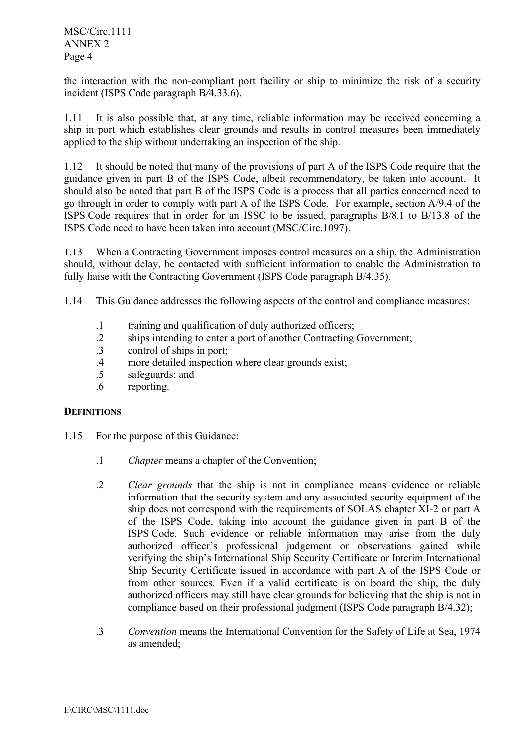the interaction with the non-compliant port facility or ship to minimize the risk of a security incident (ISPS Code paragraph B/4.33.6).

1.11 It is also possible that, at any time, reliable information may be received concerning a ship in port which establishes clear grounds and results in control measures been immediately applied to the ship without undertaking an inspection of the ship.

1.12 It should be noted that many of the provisions of part A of the ISPS Code require that the guidance given in part B of the ISPS Code, albeit recommendatory, be taken into account. It should also be noted that part B of the ISPS Code is a process that all parties concerned need to go through in order to comply with part A of the ISPS Code. For example, section A/9.4 of the ISPS Code requires that in order for an ISSC to be issued, paragraphs B/8.1 to B/13.8 of the ISPS Code need to have been taken into account (MSC/Circ.1097).

1.13 When a Contracting Government imposes control measures on a ship, the Administration should, without delay, be contacted with sufficient information to enable the Administration to fully liaise with the Contracting Government (ISPS Code paragraph B/4.35).

1.14 This Guidance addresses the following aspects of the control and compliance measures:

- .1 training and qualification of duly authorized officers;
- .2 ships intending to enter a port of another Contracting Government;
- .3 control of ships in port;
- .4 more detailed inspection where clear grounds exist;
- .5 safeguards; and
- .6 reporting.

**DEFINITIONS**

1.15 For the purpose of this Guidance:

- .1 *Chapter* means a chapter of the Convention;

- .2 *Clear grounds* that the ship is not in compliance means evidence or reliable information that the security system and any associated security equipment of the ship does not correspond with the requirements of SOLAS chapter XI-2 or part A of the ISPS Code, taking into account the guidance given in part B of the ISPS Code. Such evidence or reliable information may arise from the duly authorized officer's professional judgement or observations gained while verifying the ship's International Ship Security Certificate or Interim International Ship Security Certificate issued in accordance with part A of the ISPS Code or from other sources. Even if a valid certificate is on board the ship, the duly authorized officers may still have clear grounds for believing that the ship is not in compliance based on their professional judgment (ISPS Code paragraph B/4.32);

- .3 *Convention* means the International Convention for the Safety of Life at Sea, 1974 as amended;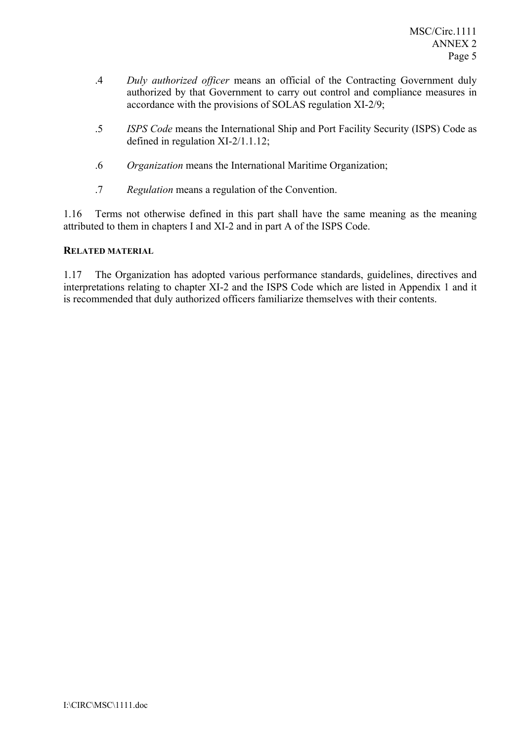.4 *Duly authorized officer* means an official of the Contracting Government duly authorized by that Government to carry out control and compliance measures in accordance with the provisions of SOLAS regulation XI-2/9;

.5 *ISPS Code* means the International Ship and Port Facility Security (ISPS) Code as defined in regulation XI-2/1.1.12;

.6 *Organization* means the International Maritime Organization;

.7 *Regulation* means a regulation of the Convention.

1.16 Terms not otherwise defined in this part shall have the same meaning as the meaning attributed to them in chapters I and XI-2 and in part A of the ISPS Code.

**RELATED MATERIAL**

1.17 The Organization has adopted various performance standards, guidelines, directives and interpretations relating to chapter XI-2 and the ISPS Code which are listed in Appendix 1 and it is recommended that duly authorized officers familiarize themselves with their contents.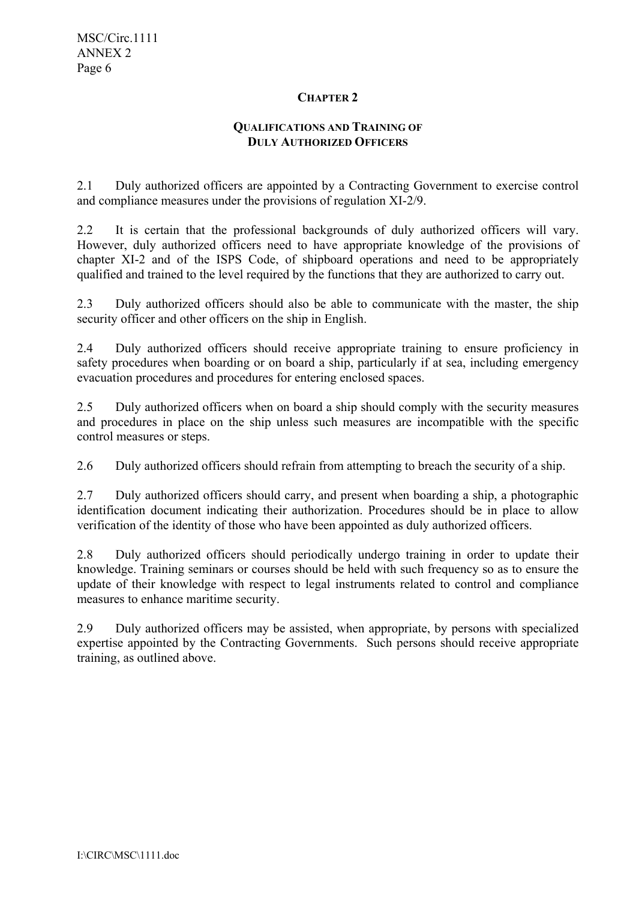## CHAPTER 2

### QUALIFICATIONS AND TRAINING OF DULY AUTHORIZED OFFICERS

2.1 Duly authorized officers are appointed by a Contracting Government to exercise control and compliance measures under the provisions of regulation XI-2/9.

2.2 It is certain that the professional backgrounds of duly authorized officers will vary. However, duly authorized officers need to have appropriate knowledge of the provisions of chapter XI-2 and of the ISPS Code, of shipboard operations and need to be appropriately qualified and trained to the level required by the functions that they are authorized to carry out.

2.3 Duly authorized officers should also be able to communicate with the master, the ship security officer and other officers on the ship in English.

2.4 Duly authorized officers should receive appropriate training to ensure proficiency in safety procedures when boarding or on board a ship, particularly if at sea, including emergency evacuation procedures and procedures for entering enclosed spaces.

2.5 Duly authorized officers when on board a ship should comply with the security measures and procedures in place on the ship unless such measures are incompatible with the specific control measures or steps.

2.6 Duly authorized officers should refrain from attempting to breach the security of a ship.

2.7 Duly authorized officers should carry, and present when boarding a ship, a photographic identification document indicating their authorization. Procedures should be in place to allow verification of the identity of those who have been appointed as duly authorized officers.

2.8 Duly authorized officers should periodically undergo training in order to update their knowledge. Training seminars or courses should be held with such frequency so as to ensure the update of their knowledge with respect to legal instruments related to control and compliance measures to enhance maritime security.

2.9 Duly authorized officers may be assisted, when appropriate, by persons with specialized expertise appointed by the Contracting Governments. Such persons should receive appropriate training, as outlined above.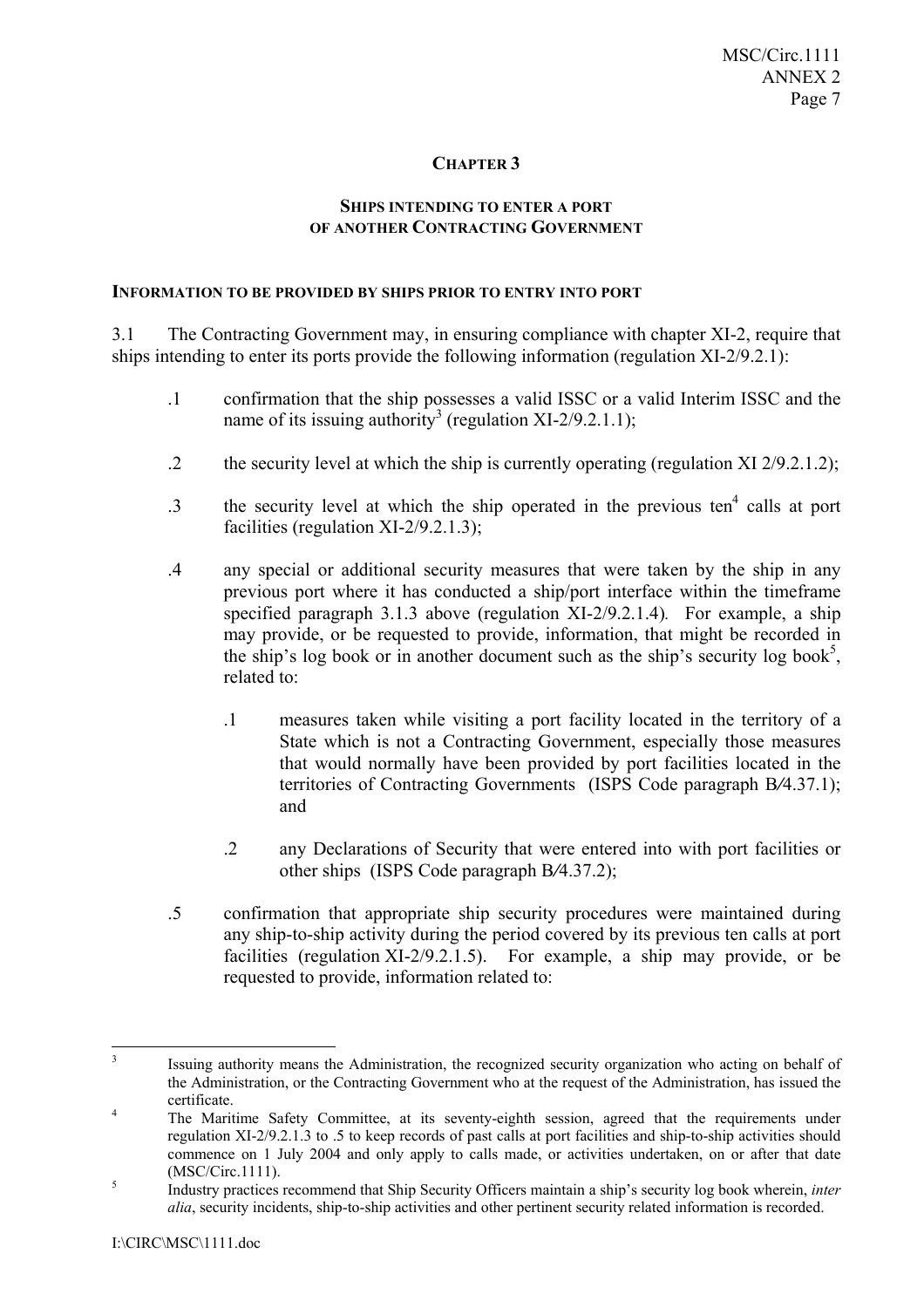## CHAPTER 3

### SHIPS INTENDING TO ENTER A PORT OF ANOTHER CONTRACTING GOVERNMENT

#### INFORMATION TO BE PROVIDED BY SHIPS PRIOR TO ENTRY INTO PORT

3.1 The Contracting Government may, in ensuring compliance with chapter XI-2, require that ships intending to enter its ports provide the following information (regulation XI-2/9.2.1):

.1 confirmation that the ship possesses a valid ISSC or a valid Interim ISSC and the name of its issuing authority[3] (regulation XI-2/9.2.1.1);

.2 the security level at which the ship is currently operating (regulation XI 2/9.2.1.2);

.3 the security level at which the ship operated in the previous ten[4] calls at port facilities (regulation XI-2/9.2.1.3);

.4 any special or additional security measures that were taken by the ship in any previous port where it has conducted a ship/port interface within the timeframe specified paragraph 3.1.3 above (regulation XI-2/9.2.1.4). For example, a ship may provide, or be requested to provide, information, that might be recorded in the ship's log book or in another document such as the ship's security log book[5], related to:

> .1 measures taken while visiting a port facility located in the territory of a State which is not a Contracting Government, especially those measures that would normally have been provided by port facilities located in the territories of Contracting Governments (ISPS Code paragraph B/4.37.1); and
>
> .2 any Declarations of Security that were entered into with port facilities or other ships (ISPS Code paragraph B/4.37.2);

.5 confirmation that appropriate ship security procedures were maintained during any ship-to-ship activity during the period covered by its previous ten calls at port facilities (regulation XI-2/9.2.1.5). For example, a ship may provide, or be requested to provide, information related to:

---

[3] Issuing authority means the Administration, the recognized security organization who acting on behalf of the Administration, or the Contracting Government who at the request of the Administration, has issued the certificate.

[4] The Maritime Safety Committee, at its seventy-eighth session, agreed that the requirements under regulation XI-2/9.2.1.3 to .5 to keep records of past calls at port facilities and ship-to-ship activities should commence on 1 July 2004 and only apply to calls made, or activities undertaken, on or after that date (MSC/Circ.1111).

[5] Industry practices recommend that Ship Security Officers maintain a ship's security log book wherein, *inter alia*, security incidents, ship-to-ship activities and other pertinent security related information is recorded.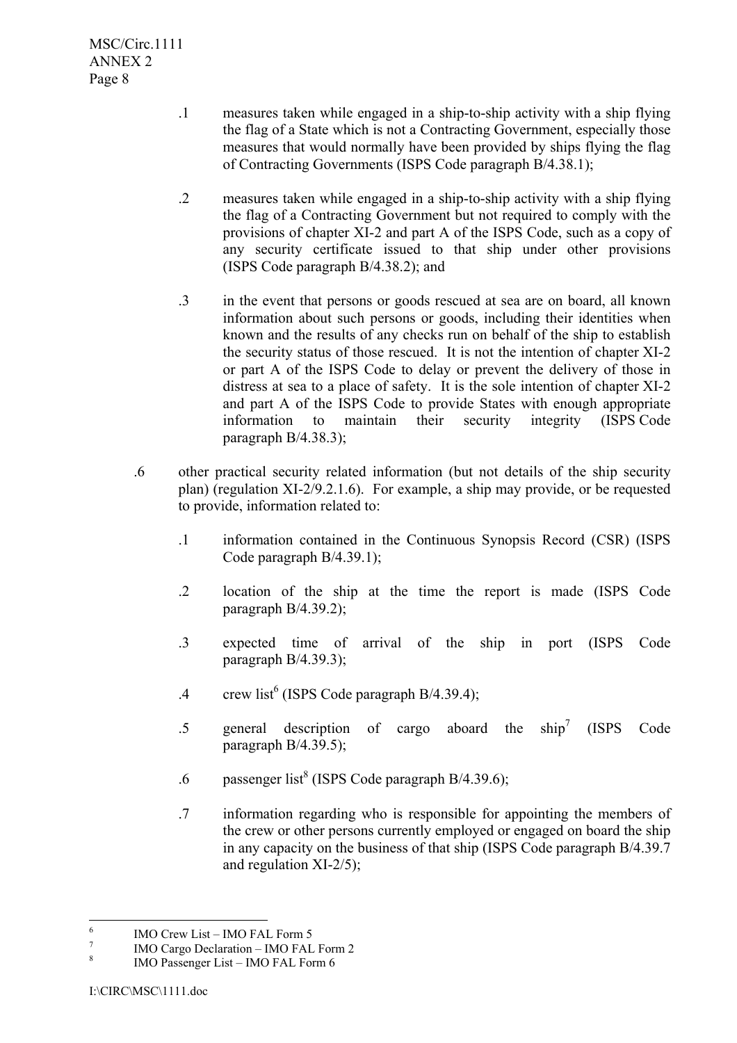.1 measures taken while engaged in a ship-to-ship activity with a ship flying the flag of a State which is not a Contracting Government, especially those measures that would normally have been provided by ships flying the flag of Contracting Governments (ISPS Code paragraph B/4.38.1);

.2 measures taken while engaged in a ship-to-ship activity with a ship flying the flag of a Contracting Government but not required to comply with the provisions of chapter XI-2 and part A of the ISPS Code, such as a copy of any security certificate issued to that ship under other provisions (ISPS Code paragraph B/4.38.2); and

.3 in the event that persons or goods rescued at sea are on board, all known information about such persons or goods, including their identities when known and the results of any checks run on behalf of the ship to establish the security status of those rescued. It is not the intention of chapter XI-2 or part A of the ISPS Code to delay or prevent the delivery of those in distress at sea to a place of safety. It is the sole intention of chapter XI-2 and part A of the ISPS Code to provide States with enough appropriate information to maintain their security integrity (ISPS Code paragraph B/4.38.3);

.6 other practical security related information (but not details of the ship security plan) (regulation XI-2/9.2.1.6). For example, a ship may provide, or be requested to provide, information related to:

.1 information contained in the Continuous Synopsis Record (CSR) (ISPS Code paragraph B/4.39.1);

.2 location of the ship at the time the report is made (ISPS Code paragraph B/4.39.2);

.3 expected time of arrival of the ship in port (ISPS Code paragraph B/4.39.3);

.4 crew list[6] (ISPS Code paragraph B/4.39.4);

.5 general description of cargo aboard the ship[7] (ISPS Code paragraph B/4.39.5);

.6 passenger list[8] (ISPS Code paragraph B/4.39.6);

.7 information regarding who is responsible for appointing the members of the crew or other persons currently employed or engaged on board the ship in any capacity on the business of that ship (ISPS Code paragraph B/4.39.7 and regulation XI-2/5);

---

[6] IMO Crew List – IMO FAL Form 5

[7] IMO Cargo Declaration – IMO FAL Form 2

[8] IMO Passenger List – IMO FAL Form 6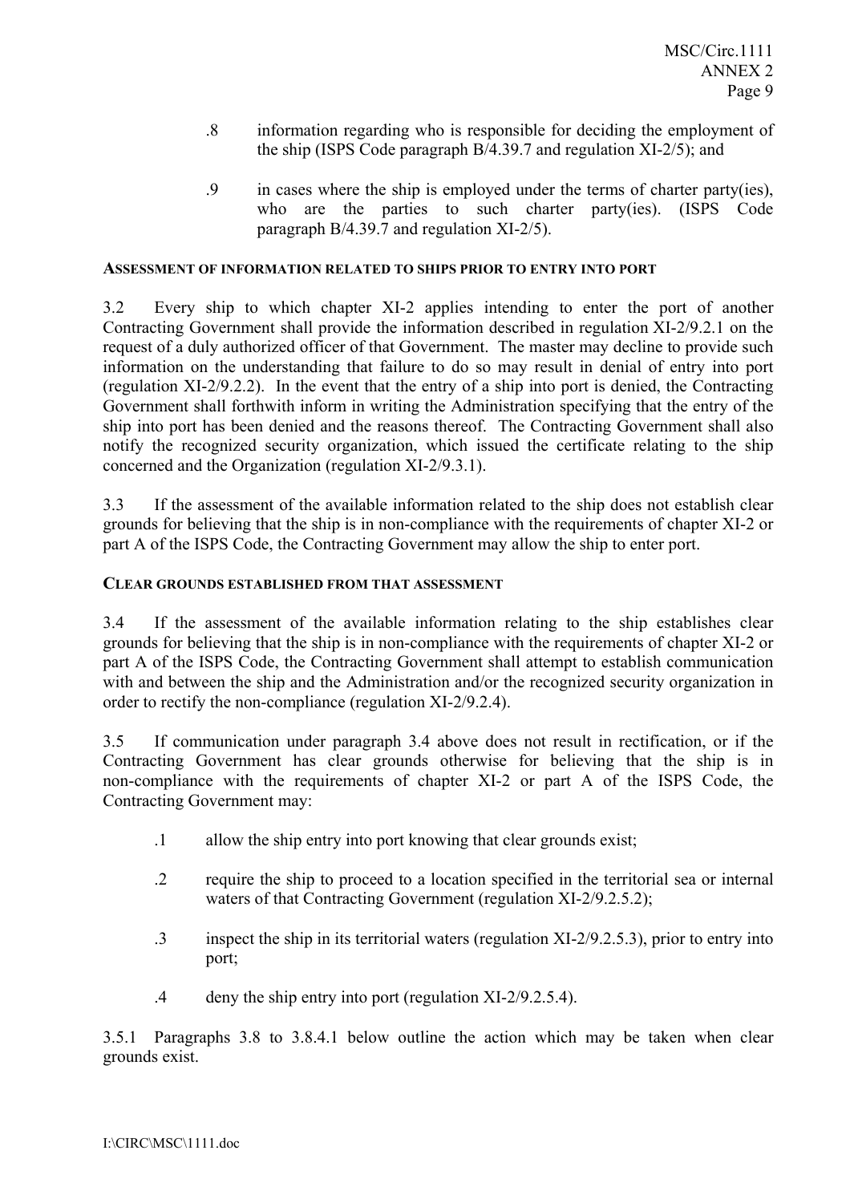.8 information regarding who is responsible for deciding the employment of the ship (ISPS Code paragraph B/4.39.7 and regulation XI-2/5); and

.9 in cases where the ship is employed under the terms of charter party(ies), who are the parties to such charter party(ies). (ISPS Code paragraph B/4.39.7 and regulation XI-2/5).

**ASSESSMENT OF INFORMATION RELATED TO SHIPS PRIOR TO ENTRY INTO PORT**

3.2 Every ship to which chapter XI-2 applies intending to enter the port of another Contracting Government shall provide the information described in regulation XI-2/9.2.1 on the request of a duly authorized officer of that Government. The master may decline to provide such information on the understanding that failure to do so may result in denial of entry into port (regulation XI-2/9.2.2). In the event that the entry of a ship into port is denied, the Contracting Government shall forthwith inform in writing the Administration specifying that the entry of the ship into port has been denied and the reasons thereof. The Contracting Government shall also notify the recognized security organization, which issued the certificate relating to the ship concerned and the Organization (regulation XI-2/9.3.1).

3.3 If the assessment of the available information related to the ship does not establish clear grounds for believing that the ship is in non-compliance with the requirements of chapter XI-2 or part A of the ISPS Code, the Contracting Government may allow the ship to enter port.

**CLEAR GROUNDS ESTABLISHED FROM THAT ASSESSMENT**

3.4 If the assessment of the available information relating to the ship establishes clear grounds for believing that the ship is in non-compliance with the requirements of chapter XI-2 or part A of the ISPS Code, the Contracting Government shall attempt to establish communication with and between the ship and the Administration and/or the recognized security organization in order to rectify the non-compliance (regulation XI-2/9.2.4).

3.5 If communication under paragraph 3.4 above does not result in rectification, or if the Contracting Government has clear grounds otherwise for believing that the ship is in non-compliance with the requirements of chapter XI-2 or part A of the ISPS Code, the Contracting Government may:

.1 allow the ship entry into port knowing that clear grounds exist;

.2 require the ship to proceed to a location specified in the territorial sea or internal waters of that Contracting Government (regulation XI-2/9.2.5.2);

.3 inspect the ship in its territorial waters (regulation XI-2/9.2.5.3), prior to entry into port;

.4 deny the ship entry into port (regulation XI-2/9.2.5.4).

3.5.1 Paragraphs 3.8 to 3.8.4.1 below outline the action which may be taken when clear grounds exist.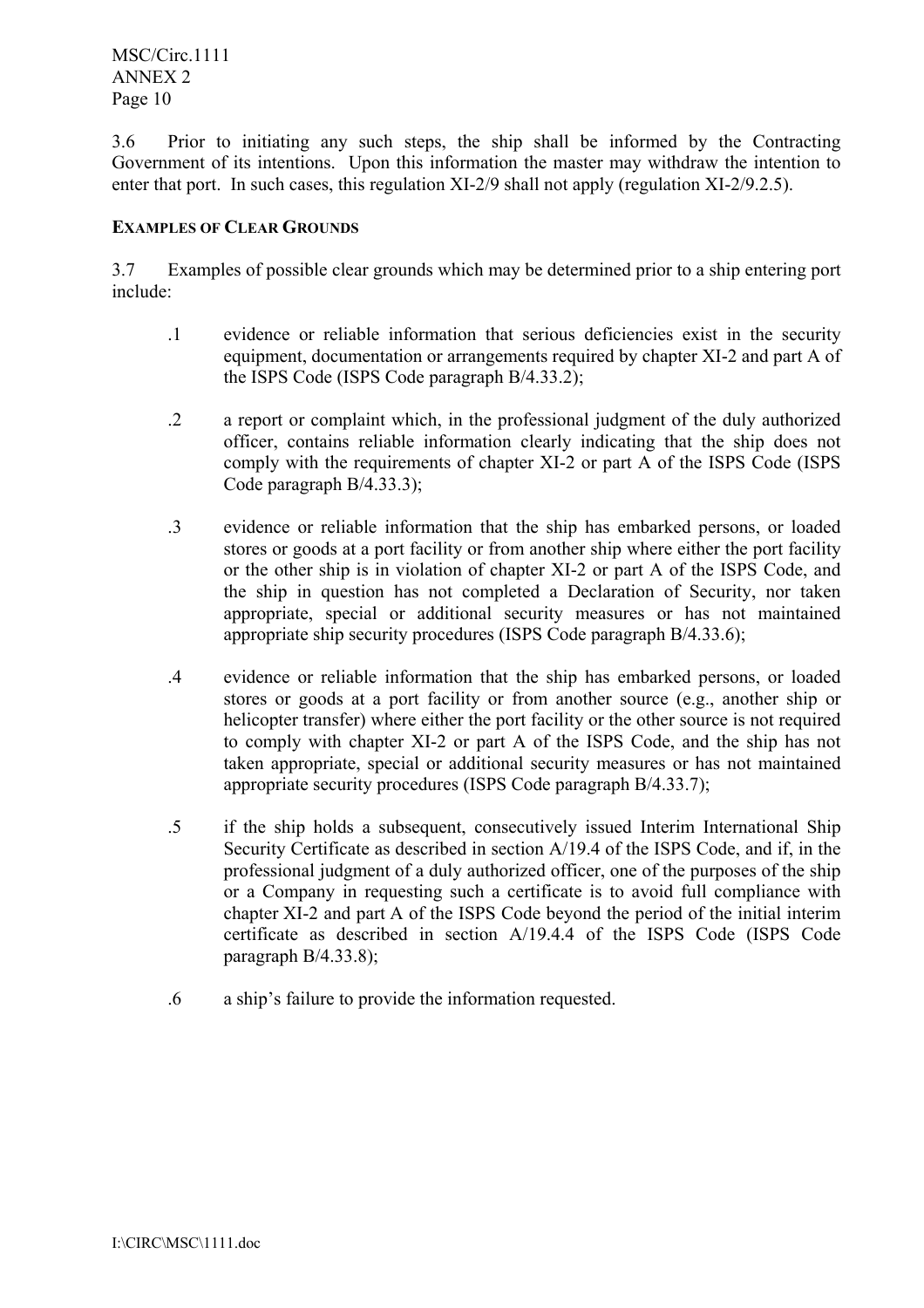3.6 Prior to initiating any such steps, the ship shall be informed by the Contracting Government of its intentions. Upon this information the master may withdraw the intention to enter that port. In such cases, this regulation XI-2/9 shall not apply (regulation XI-2/9.2.5).

**EXAMPLES OF CLEAR GROUNDS**

3.7 Examples of possible clear grounds which may be determined prior to a ship entering port include:

.1 evidence or reliable information that serious deficiencies exist in the security equipment, documentation or arrangements required by chapter XI-2 and part A of the ISPS Code (ISPS Code paragraph B/4.33.2);

.2 a report or complaint which, in the professional judgment of the duly authorized officer, contains reliable information clearly indicating that the ship does not comply with the requirements of chapter XI-2 or part A of the ISPS Code (ISPS Code paragraph B/4.33.3);

.3 evidence or reliable information that the ship has embarked persons, or loaded stores or goods at a port facility or from another ship where either the port facility or the other ship is in violation of chapter XI-2 or part A of the ISPS Code, and the ship in question has not completed a Declaration of Security, nor taken appropriate, special or additional security measures or has not maintained appropriate ship security procedures (ISPS Code paragraph B/4.33.6);

.4 evidence or reliable information that the ship has embarked persons, or loaded stores or goods at a port facility or from another source (e.g., another ship or helicopter transfer) where either the port facility or the other source is not required to comply with chapter XI-2 or part A of the ISPS Code, and the ship has not taken appropriate, special or additional security measures or has not maintained appropriate security procedures (ISPS Code paragraph B/4.33.7);

.5 if the ship holds a subsequent, consecutively issued Interim International Ship Security Certificate as described in section A/19.4 of the ISPS Code, and if, in the professional judgment of a duly authorized officer, one of the purposes of the ship or a Company in requesting such a certificate is to avoid full compliance with chapter XI-2 and part A of the ISPS Code beyond the period of the initial interim certificate as described in section A/19.4.4 of the ISPS Code (ISPS Code paragraph B/4.33.8);

.6 a ship's failure to provide the information requested.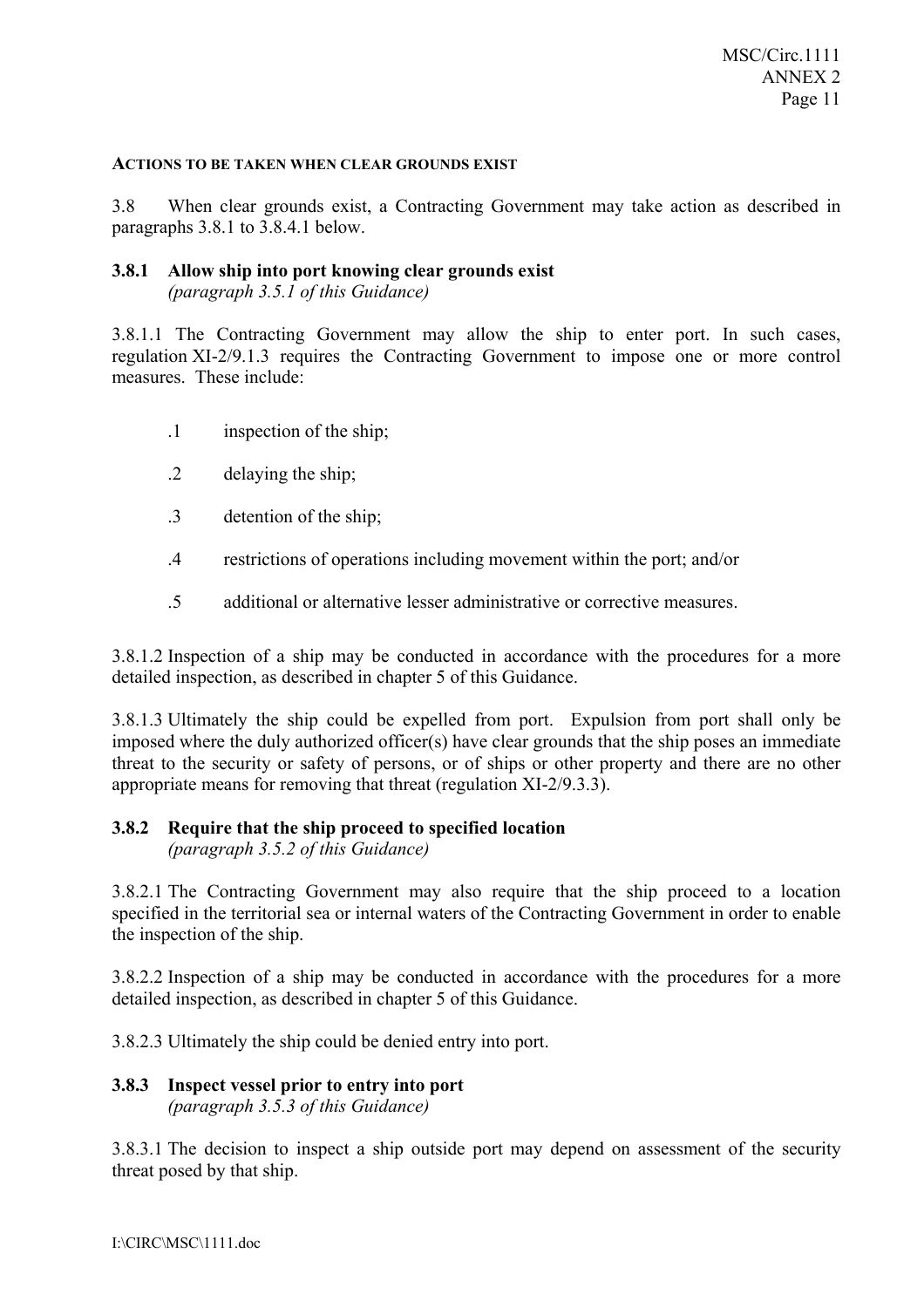**ACTIONS TO BE TAKEN WHEN CLEAR GROUNDS EXIST**

3.8 When clear grounds exist, a Contracting Government may take action as described in paragraphs 3.8.1 to 3.8.4.1 below.

**3.8.1 Allow ship into port knowing clear grounds exist**
*(paragraph 3.5.1 of this Guidance)*

3.8.1.1 The Contracting Government may allow the ship to enter port. In such cases, regulation XI-2/9.1.3 requires the Contracting Government to impose one or more control measures. These include:

.1 inspection of the ship;

.2 delaying the ship;

.3 detention of the ship;

.4 restrictions of operations including movement within the port; and/or

.5 additional or alternative lesser administrative or corrective measures.

3.8.1.2 Inspection of a ship may be conducted in accordance with the procedures for a more detailed inspection, as described in chapter 5 of this Guidance.

3.8.1.3 Ultimately the ship could be expelled from port. Expulsion from port shall only be imposed where the duly authorized officer(s) have clear grounds that the ship poses an immediate threat to the security or safety of persons, or of ships or other property and there are no other appropriate means for removing that threat (regulation XI-2/9.3.3).

**3.8.2 Require that the ship proceed to specified location**
*(paragraph 3.5.2 of this Guidance)*

3.8.2.1 The Contracting Government may also require that the ship proceed to a location specified in the territorial sea or internal waters of the Contracting Government in order to enable the inspection of the ship.

3.8.2.2 Inspection of a ship may be conducted in accordance with the procedures for a more detailed inspection, as described in chapter 5 of this Guidance.

3.8.2.3 Ultimately the ship could be denied entry into port.

**3.8.3 Inspect vessel prior to entry into port**
*(paragraph 3.5.3 of this Guidance)*

3.8.3.1 The decision to inspect a ship outside port may depend on assessment of the security threat posed by that ship.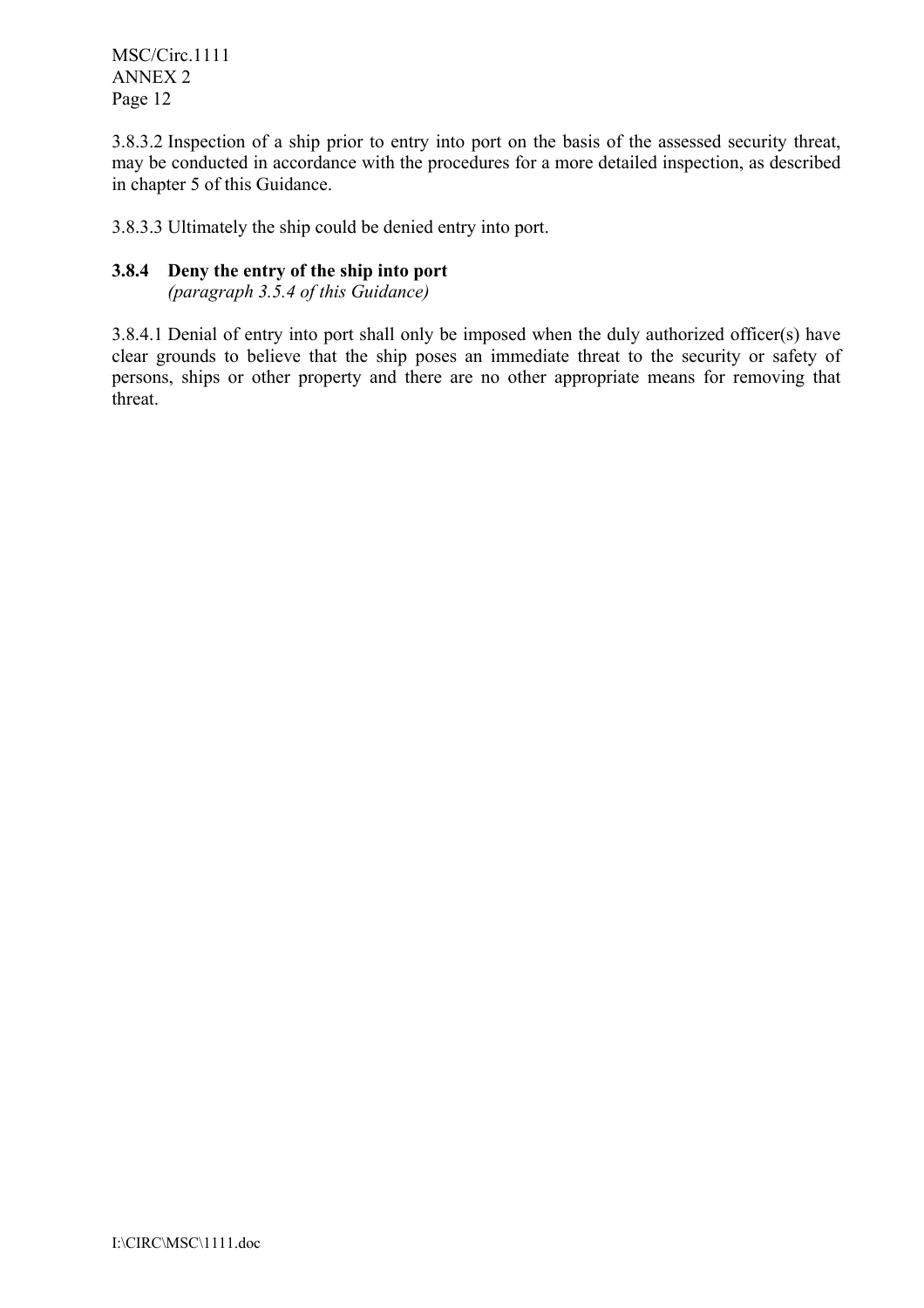3.8.3.2 Inspection of a ship prior to entry into port on the basis of the assessed security threat, may be conducted in accordance with the procedures for a more detailed inspection, as described in chapter 5 of this Guidance.

3.8.3.3 Ultimately the ship could be denied entry into port.

### 3.8.4 Deny the entry of the ship into port

*(paragraph 3.5.4 of this Guidance)*

3.8.4.1 Denial of entry into port shall only be imposed when the duly authorized officer(s) have clear grounds to believe that the ship poses an immediate threat to the security or safety of persons, ships or other property and there are no other appropriate means for removing that threat.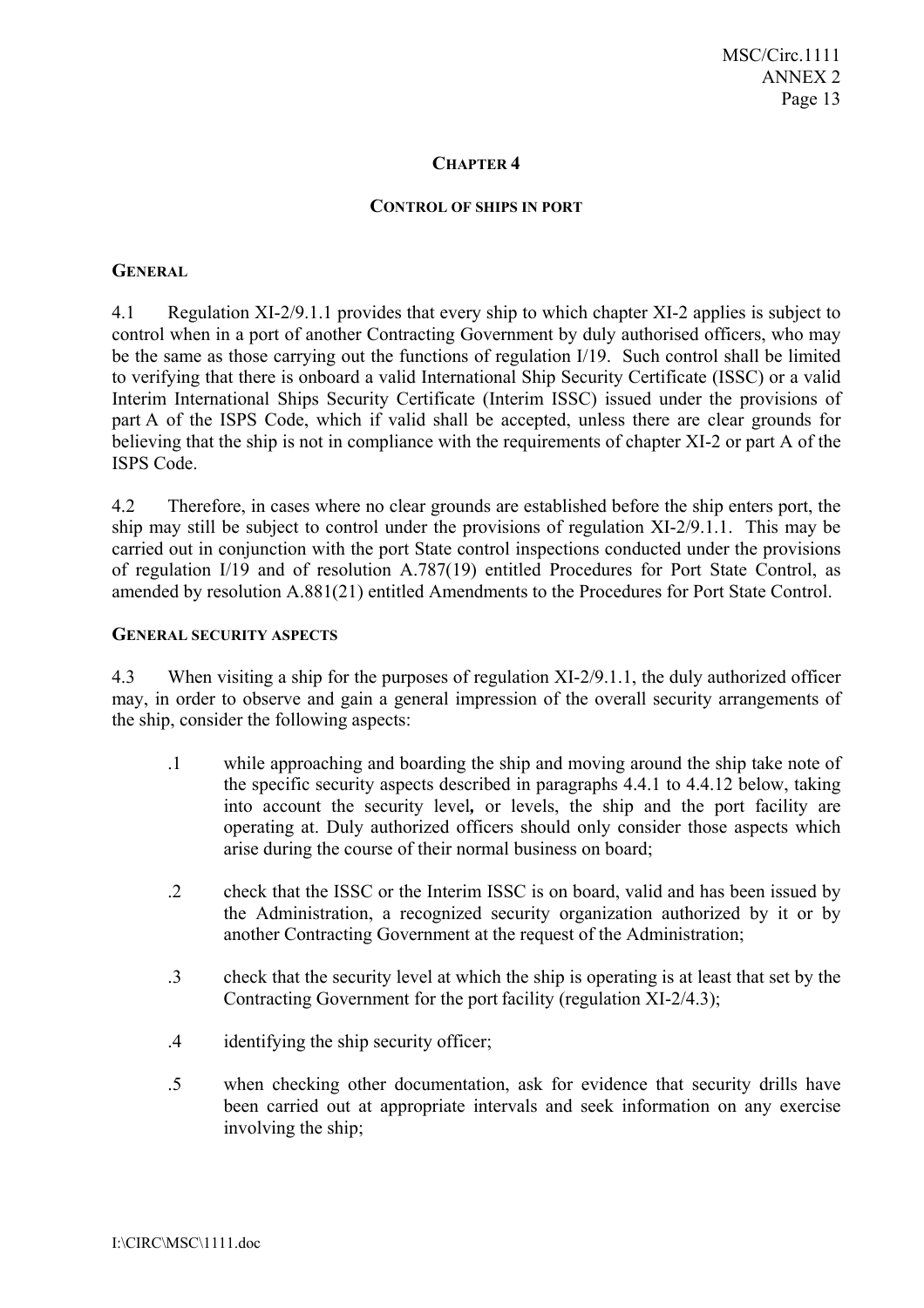## CHAPTER 4

### CONTROL OF SHIPS IN PORT

### GENERAL

4.1 Regulation XI-2/9.1.1 provides that every ship to which chapter XI-2 applies is subject to control when in a port of another Contracting Government by duly authorised officers, who may be the same as those carrying out the functions of regulation I/19. Such control shall be limited to verifying that there is onboard a valid International Ship Security Certificate (ISSC) or a valid Interim International Ships Security Certificate (Interim ISSC) issued under the provisions of part A of the ISPS Code, which if valid shall be accepted, unless there are clear grounds for believing that the ship is not in compliance with the requirements of chapter XI-2 or part A of the ISPS Code.

4.2 Therefore, in cases where no clear grounds are established before the ship enters port, the ship may still be subject to control under the provisions of regulation XI-2/9.1.1. This may be carried out in conjunction with the port State control inspections conducted under the provisions of regulation I/19 and of resolution A.787(19) entitled Procedures for Port State Control, as amended by resolution A.881(21) entitled Amendments to the Procedures for Port State Control.

### GENERAL SECURITY ASPECTS

4.3 When visiting a ship for the purposes of regulation XI-2/9.1.1, the duly authorized officer may, in order to observe and gain a general impression of the overall security arrangements of the ship, consider the following aspects:

.1 while approaching and boarding the ship and moving around the ship take note of the specific security aspects described in paragraphs 4.4.1 to 4.4.12 below, taking into account the security level**,** or levels, the ship and the port facility are operating at. Duly authorized officers should only consider those aspects which arise during the course of their normal business on board;

.2 check that the ISSC or the Interim ISSC is on board, valid and has been issued by the Administration, a recognized security organization authorized by it or by another Contracting Government at the request of the Administration;

.3 check that the security level at which the ship is operating is at least that set by the Contracting Government for the port facility (regulation XI-2/4.3);

.4 identifying the ship security officer;

.5 when checking other documentation, ask for evidence that security drills have been carried out at appropriate intervals and seek information on any exercise involving the ship;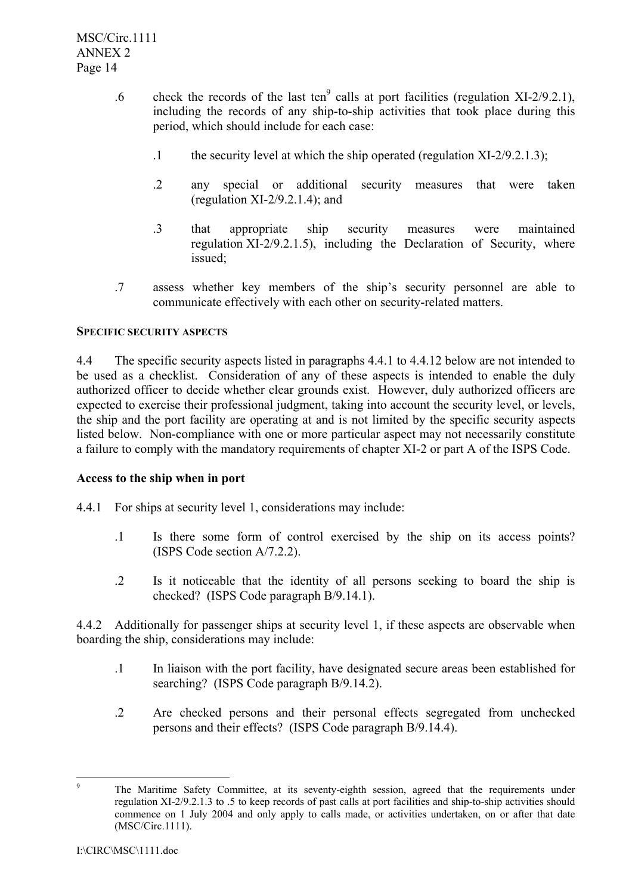.6 check the records of the last ten[9] calls at port facilities (regulation XI-2/9.2.1), including the records of any ship-to-ship activities that took place during this period, which should include for each case:

.1 the security level at which the ship operated (regulation XI-2/9.2.1.3);

.2 any special or additional security measures that were taken (regulation XI-2/9.2.1.4); and

.3 that appropriate ship security measures were maintained regulation XI-2/9.2.1.5), including the Declaration of Security, where issued;

.7 assess whether key members of the ship's security personnel are able to communicate effectively with each other on security-related matters.

**SPECIFIC SECURITY ASPECTS**

4.4 The specific security aspects listed in paragraphs 4.4.1 to 4.4.12 below are not intended to be used as a checklist. Consideration of any of these aspects is intended to enable the duly authorized officer to decide whether clear grounds exist. However, duly authorized officers are expected to exercise their professional judgment, taking into account the security level, or levels, the ship and the port facility are operating at and is not limited by the specific security aspects listed below. Non-compliance with one or more particular aspect may not necessarily constitute a failure to comply with the mandatory requirements of chapter XI-2 or part A of the ISPS Code.

**Access to the ship when in port**

4.4.1 For ships at security level 1, considerations may include:

.1 Is there some form of control exercised by the ship on its access points? (ISPS Code section A/7.2.2).

.2 Is it noticeable that the identity of all persons seeking to board the ship is checked? (ISPS Code paragraph B/9.14.1).

4.4.2 Additionally for passenger ships at security level 1, if these aspects are observable when boarding the ship, considerations may include:

.1 In liaison with the port facility, have designated secure areas been established for searching? (ISPS Code paragraph B/9.14.2).

.2 Are checked persons and their personal effects segregated from unchecked persons and their effects? (ISPS Code paragraph B/9.14.4).

---

[9] The Maritime Safety Committee, at its seventy-eighth session, agreed that the requirements under regulation XI-2/9.2.1.3 to .5 to keep records of past calls at port facilities and ship-to-ship activities should commence on 1 July 2004 and only apply to calls made, or activities undertaken, on or after that date (MSC/Circ.1111).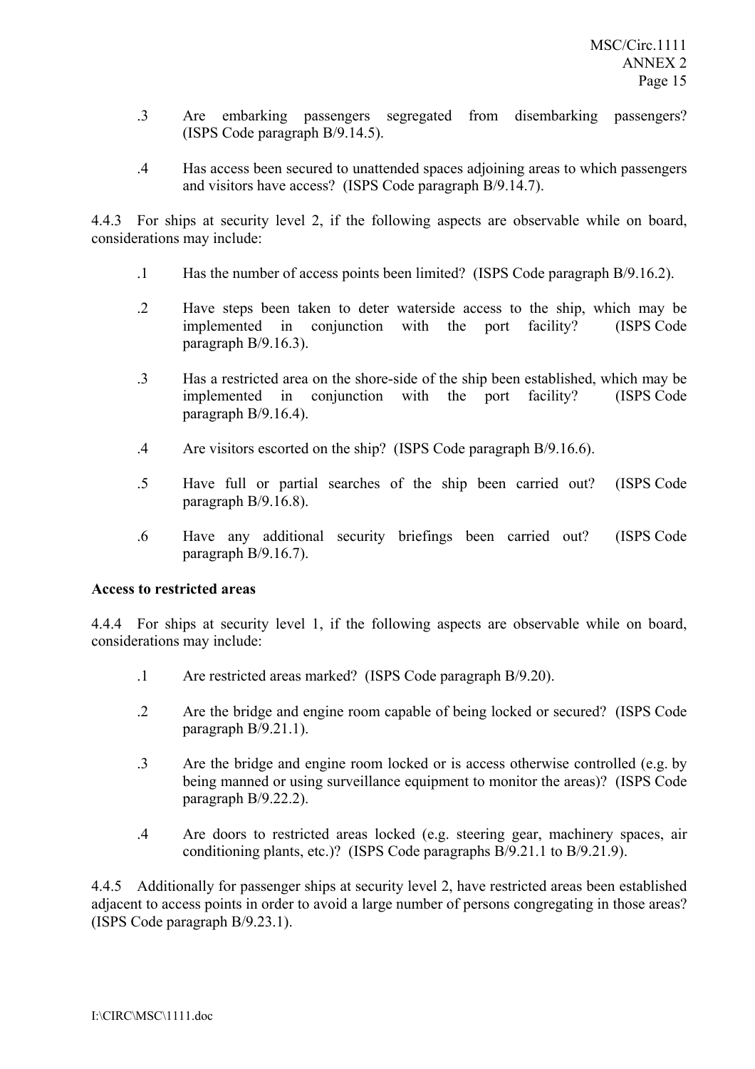.3 Are embarking passengers segregated from disembarking passengers? (ISPS Code paragraph B/9.14.5).

.4 Has access been secured to unattended spaces adjoining areas to which passengers and visitors have access? (ISPS Code paragraph B/9.14.7).

4.4.3 For ships at security level 2, if the following aspects are observable while on board, considerations may include:

.1 Has the number of access points been limited? (ISPS Code paragraph B/9.16.2).

.2 Have steps been taken to deter waterside access to the ship, which may be implemented in conjunction with the port facility? (ISPS Code paragraph B/9.16.3).

.3 Has a restricted area on the shore-side of the ship been established, which may be implemented in conjunction with the port facility? (ISPS Code paragraph B/9.16.4).

.4 Are visitors escorted on the ship? (ISPS Code paragraph B/9.16.6).

.5 Have full or partial searches of the ship been carried out? (ISPS Code paragraph B/9.16.8).

.6 Have any additional security briefings been carried out? (ISPS Code paragraph B/9.16.7).

**Access to restricted areas**

4.4.4 For ships at security level 1, if the following aspects are observable while on board, considerations may include:

.1 Are restricted areas marked? (ISPS Code paragraph B/9.20).

.2 Are the bridge and engine room capable of being locked or secured? (ISPS Code paragraph B/9.21.1).

.3 Are the bridge and engine room locked or is access otherwise controlled (e.g. by being manned or using surveillance equipment to monitor the areas)? (ISPS Code paragraph B/9.22.2).

.4 Are doors to restricted areas locked (e.g. steering gear, machinery spaces, air conditioning plants, etc.)? (ISPS Code paragraphs B/9.21.1 to B/9.21.9).

4.4.5 Additionally for passenger ships at security level 2, have restricted areas been established adjacent to access points in order to avoid a large number of persons congregating in those areas? (ISPS Code paragraph B/9.23.1).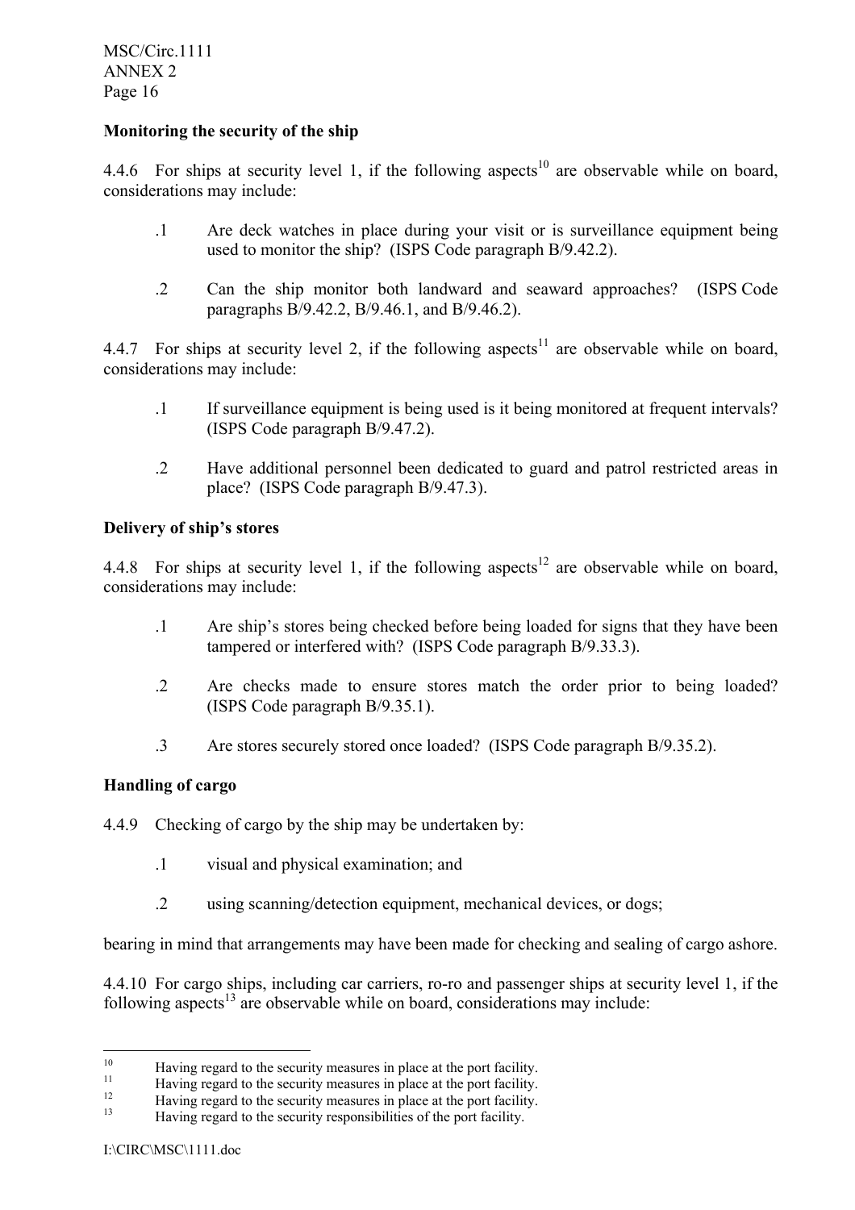**Monitoring the security of the ship**

4.4.6 For ships at security level 1, if the following aspects[10] are observable while on board, considerations may include:

.1 Are deck watches in place during your visit or is surveillance equipment being used to monitor the ship? (ISPS Code paragraph B/9.42.2).

.2 Can the ship monitor both landward and seaward approaches? (ISPS Code paragraphs B/9.42.2, B/9.46.1, and B/9.46.2).

4.4.7 For ships at security level 2, if the following aspects[11] are observable while on board, considerations may include:

.1 If surveillance equipment is being used is it being monitored at frequent intervals? (ISPS Code paragraph B/9.47.2).

.2 Have additional personnel been dedicated to guard and patrol restricted areas in place? (ISPS Code paragraph B/9.47.3).

**Delivery of ship's stores**

4.4.8 For ships at security level 1, if the following aspects[12] are observable while on board, considerations may include:

.1 Are ship's stores being checked before being loaded for signs that they have been tampered or interfered with? (ISPS Code paragraph B/9.33.3).

.2 Are checks made to ensure stores match the order prior to being loaded? (ISPS Code paragraph B/9.35.1).

.3 Are stores securely stored once loaded? (ISPS Code paragraph B/9.35.2).

**Handling of cargo**

4.4.9 Checking of cargo by the ship may be undertaken by:

.1 visual and physical examination; and

.2 using scanning/detection equipment, mechanical devices, or dogs;

bearing in mind that arrangements may have been made for checking and sealing of cargo ashore.

4.4.10 For cargo ships, including car carriers, ro-ro and passenger ships at security level 1, if the following aspects[13] are observable while on board, considerations may include:

---

[10] Having regard to the security measures in place at the port facility.

[11] Having regard to the security measures in place at the port facility.

[12] Having regard to the security measures in place at the port facility.

[13] Having regard to the security responsibilities of the port facility.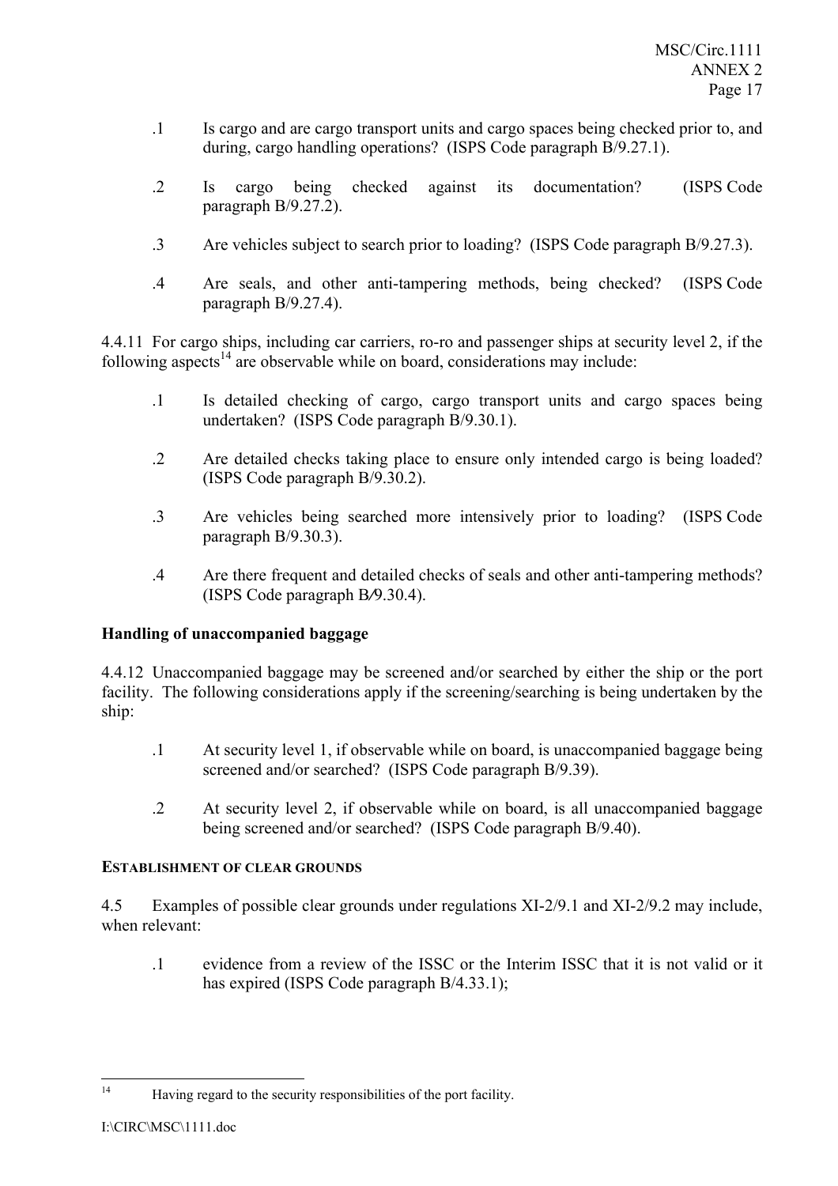.1 Is cargo and are cargo transport units and cargo spaces being checked prior to, and during, cargo handling operations? (ISPS Code paragraph B/9.27.1).

.2 Is cargo being checked against its documentation? (ISPS Code paragraph B/9.27.2).

.3 Are vehicles subject to search prior to loading? (ISPS Code paragraph B/9.27.3).

.4 Are seals, and other anti-tampering methods, being checked? (ISPS Code paragraph B/9.27.4).

4.4.11 For cargo ships, including car carriers, ro-ro and passenger ships at security level 2, if the following aspects[14] are observable while on board, considerations may include:

.1 Is detailed checking of cargo, cargo transport units and cargo spaces being undertaken? (ISPS Code paragraph B/9.30.1).

.2 Are detailed checks taking place to ensure only intended cargo is being loaded? (ISPS Code paragraph B/9.30.2).

.3 Are vehicles being searched more intensively prior to loading? (ISPS Code paragraph B/9.30.3).

.4 Are there frequent and detailed checks of seals and other anti-tampering methods? (ISPS Code paragraph B/9.30.4).

**Handling of unaccompanied baggage**

4.4.12 Unaccompanied baggage may be screened and/or searched by either the ship or the port facility. The following considerations apply if the screening/searching is being undertaken by the ship:

.1 At security level 1, if observable while on board, is unaccompanied baggage being screened and/or searched? (ISPS Code paragraph B/9.39).

.2 At security level 2, if observable while on board, is all unaccompanied baggage being screened and/or searched? (ISPS Code paragraph B/9.40).

**ESTABLISHMENT OF CLEAR GROUNDS**

4.5 Examples of possible clear grounds under regulations XI-2/9.1 and XI-2/9.2 may include, when relevant:

.1 evidence from a review of the ISSC or the Interim ISSC that it is not valid or it has expired (ISPS Code paragraph B/4.33.1);

---

[14] Having regard to the security responsibilities of the port facility.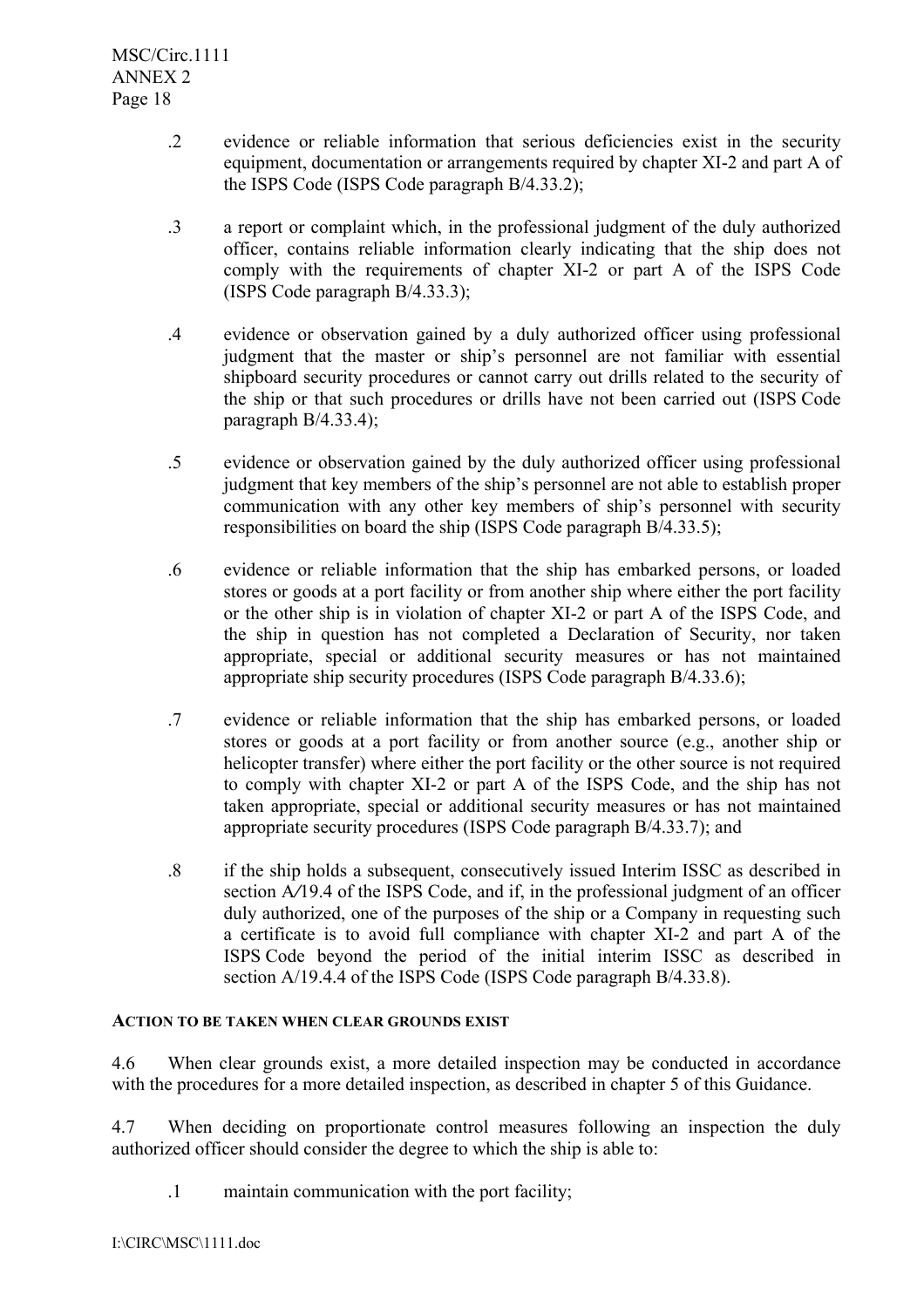.2 evidence or reliable information that serious deficiencies exist in the security equipment, documentation or arrangements required by chapter XI-2 and part A of the ISPS Code (ISPS Code paragraph B/4.33.2);

.3 a report or complaint which, in the professional judgment of the duly authorized officer, contains reliable information clearly indicating that the ship does not comply with the requirements of chapter XI-2 or part A of the ISPS Code (ISPS Code paragraph B/4.33.3);

.4 evidence or observation gained by a duly authorized officer using professional judgment that the master or ship's personnel are not familiar with essential shipboard security procedures or cannot carry out drills related to the security of the ship or that such procedures or drills have not been carried out (ISPS Code paragraph B/4.33.4);

.5 evidence or observation gained by the duly authorized officer using professional judgment that key members of the ship's personnel are not able to establish proper communication with any other key members of ship's personnel with security responsibilities on board the ship (ISPS Code paragraph B/4.33.5);

.6 evidence or reliable information that the ship has embarked persons, or loaded stores or goods at a port facility or from another ship where either the port facility or the other ship is in violation of chapter XI-2 or part A of the ISPS Code, and the ship in question has not completed a Declaration of Security, nor taken appropriate, special or additional security measures or has not maintained appropriate ship security procedures (ISPS Code paragraph B/4.33.6);

.7 evidence or reliable information that the ship has embarked persons, or loaded stores or goods at a port facility or from another source (e.g., another ship or helicopter transfer) where either the port facility or the other source is not required to comply with chapter XI-2 or part A of the ISPS Code, and the ship has not taken appropriate, special or additional security measures or has not maintained appropriate security procedures (ISPS Code paragraph B/4.33.7); and

.8 if the ship holds a subsequent, consecutively issued Interim ISSC as described in section A/19.4 of the ISPS Code, and if, in the professional judgment of an officer duly authorized, one of the purposes of the ship or a Company in requesting such a certificate is to avoid full compliance with chapter XI-2 and part A of the ISPS Code beyond the period of the initial interim ISSC as described in section A/19.4.4 of the ISPS Code (ISPS Code paragraph B/4.33.8).

**ACTION TO BE TAKEN WHEN CLEAR GROUNDS EXIST**

4.6 When clear grounds exist, a more detailed inspection may be conducted in accordance with the procedures for a more detailed inspection, as described in chapter 5 of this Guidance.

4.7 When deciding on proportionate control measures following an inspection the duly authorized officer should consider the degree to which the ship is able to:

.1 maintain communication with the port facility;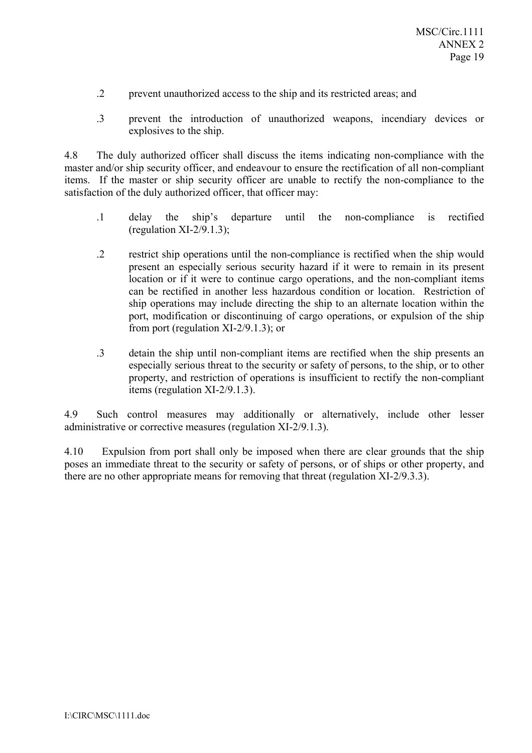.2 prevent unauthorized access to the ship and its restricted areas; and

.3 prevent the introduction of unauthorized weapons, incendiary devices or explosives to the ship.

4.8 The duly authorized officer shall discuss the items indicating non-compliance with the master and/or ship security officer, and endeavour to ensure the rectification of all non-compliant items. If the master or ship security officer are unable to rectify the non-compliance to the satisfaction of the duly authorized officer, that officer may:

.1 delay the ship's departure until the non-compliance is rectified (regulation XI-2/9.1.3);

.2 restrict ship operations until the non-compliance is rectified when the ship would present an especially serious security hazard if it were to remain in its present location or if it were to continue cargo operations, and the non-compliant items can be rectified in another less hazardous condition or location. Restriction of ship operations may include directing the ship to an alternate location within the port, modification or discontinuing of cargo operations, or expulsion of the ship from port (regulation XI-2/9.1.3); or

.3 detain the ship until non-compliant items are rectified when the ship presents an especially serious threat to the security or safety of persons, to the ship, or to other property, and restriction of operations is insufficient to rectify the non-compliant items (regulation XI-2/9.1.3).

4.9 Such control measures may additionally or alternatively, include other lesser administrative or corrective measures (regulation XI-2/9.1.3).

4.10 Expulsion from port shall only be imposed when there are clear grounds that the ship poses an immediate threat to the security or safety of persons, or of ships or other property, and there are no other appropriate means for removing that threat (regulation XI-2/9.3.3).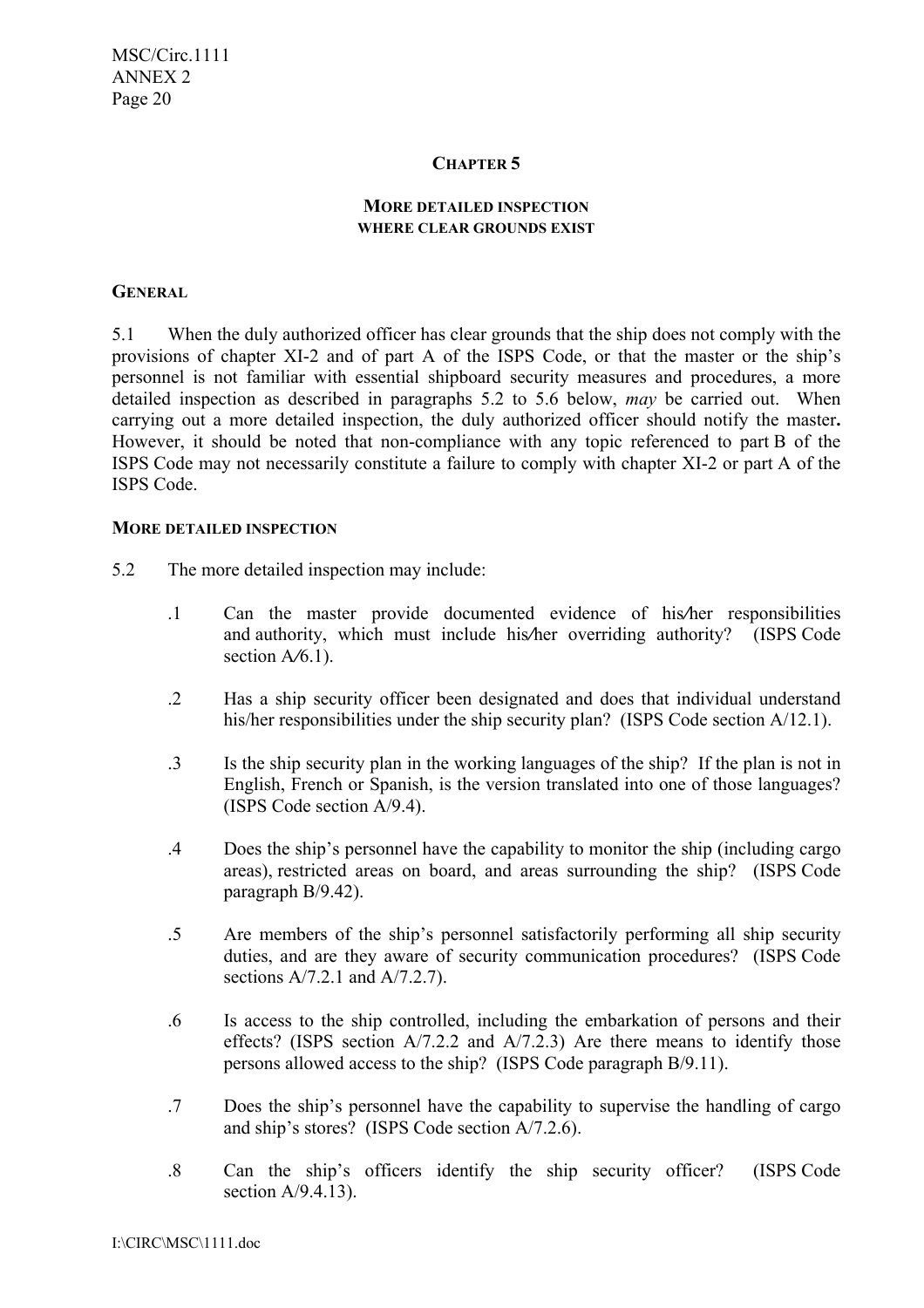## CHAPTER 5

### MORE DETAILED INSPECTION WHERE CLEAR GROUNDS EXIST

**GENERAL**

5.1 When the duly authorized officer has clear grounds that the ship does not comply with the provisions of chapter XI-2 and of part A of the ISPS Code, or that the master or the ship's personnel is not familiar with essential shipboard security measures and procedures, a more detailed inspection as described in paragraphs 5.2 to 5.6 below, *may* be carried out. When carrying out a more detailed inspection, the duly authorized officer should notify the master**.** However, it should be noted that non-compliance with any topic referenced to part B of the ISPS Code may not necessarily constitute a failure to comply with chapter XI-2 or part A of the ISPS Code.

**MORE DETAILED INSPECTION**

5.2 The more detailed inspection may include:

.1 Can the master provide documented evidence of his/her responsibilities and authority, which must include his/her overriding authority? (ISPS Code section A/6.1).

.2 Has a ship security officer been designated and does that individual understand his/her responsibilities under the ship security plan? (ISPS Code section A/12.1).

.3 Is the ship security plan in the working languages of the ship? If the plan is not in English, French or Spanish, is the version translated into one of those languages? (ISPS Code section A/9.4).

.4 Does the ship's personnel have the capability to monitor the ship (including cargo areas), restricted areas on board, and areas surrounding the ship? (ISPS Code paragraph B/9.42).

.5 Are members of the ship's personnel satisfactorily performing all ship security duties, and are they aware of security communication procedures? (ISPS Code sections A/7.2.1 and A/7.2.7).

.6 Is access to the ship controlled, including the embarkation of persons and their effects? (ISPS section A/7.2.2 and A/7.2.3) Are there means to identify those persons allowed access to the ship? (ISPS Code paragraph B/9.11).

.7 Does the ship's personnel have the capability to supervise the handling of cargo and ship's stores? (ISPS Code section A/7.2.6).

.8 Can the ship's officers identify the ship security officer? (ISPS Code section A/9.4.13).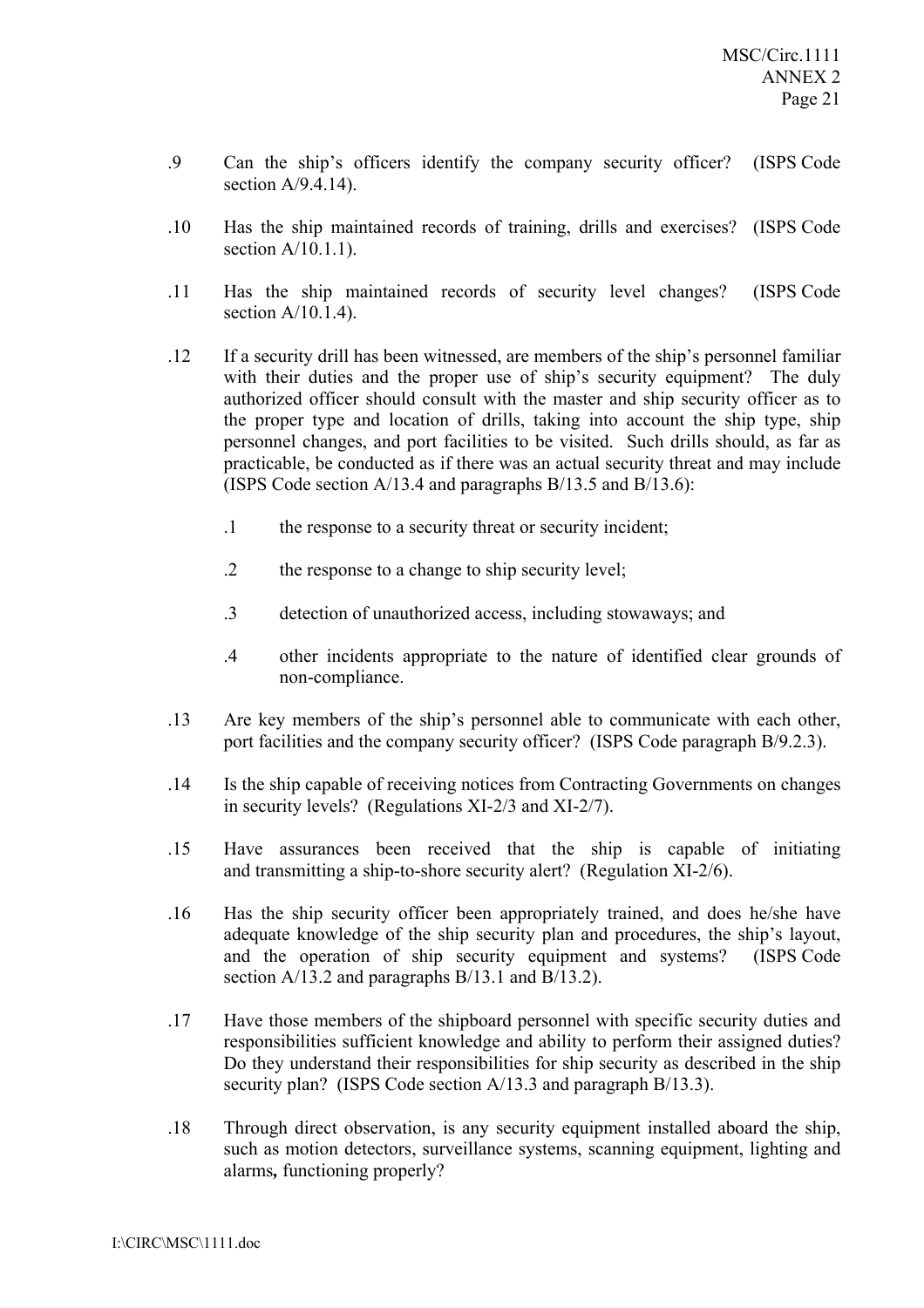.9 Can the ship's officers identify the company security officer? (ISPS Code section A/9.4.14).

.10 Has the ship maintained records of training, drills and exercises? (ISPS Code section A/10.1.1).

.11 Has the ship maintained records of security level changes? (ISPS Code section A/10.1.4).

.12 If a security drill has been witnessed, are members of the ship's personnel familiar with their duties and the proper use of ship's security equipment? The duly authorized officer should consult with the master and ship security officer as to the proper type and location of drills, taking into account the ship type, ship personnel changes, and port facilities to be visited. Such drills should, as far as practicable, be conducted as if there was an actual security threat and may include (ISPS Code section A/13.4 and paragraphs B/13.5 and B/13.6):

  .1 the response to a security threat or security incident;

  .2 the response to a change to ship security level;

  .3 detection of unauthorized access, including stowaways; and

  .4 other incidents appropriate to the nature of identified clear grounds of non-compliance.

.13 Are key members of the ship's personnel able to communicate with each other, port facilities and the company security officer? (ISPS Code paragraph B/9.2.3).

.14 Is the ship capable of receiving notices from Contracting Governments on changes in security levels? (Regulations XI-2/3 and XI-2/7).

.15 Have assurances been received that the ship is capable of initiating and transmitting a ship-to-shore security alert? (Regulation XI-2/6).

.16 Has the ship security officer been appropriately trained, and does he/she have adequate knowledge of the ship security plan and procedures, the ship's layout, and the operation of ship security equipment and systems? (ISPS Code section A/13.2 and paragraphs B/13.1 and B/13.2).

.17 Have those members of the shipboard personnel with specific security duties and responsibilities sufficient knowledge and ability to perform their assigned duties? Do they understand their responsibilities for ship security as described in the ship security plan? (ISPS Code section A/13.3 and paragraph B/13.3).

.18 Through direct observation, is any security equipment installed aboard the ship, such as motion detectors, surveillance systems, scanning equipment, lighting and alarms, functioning properly?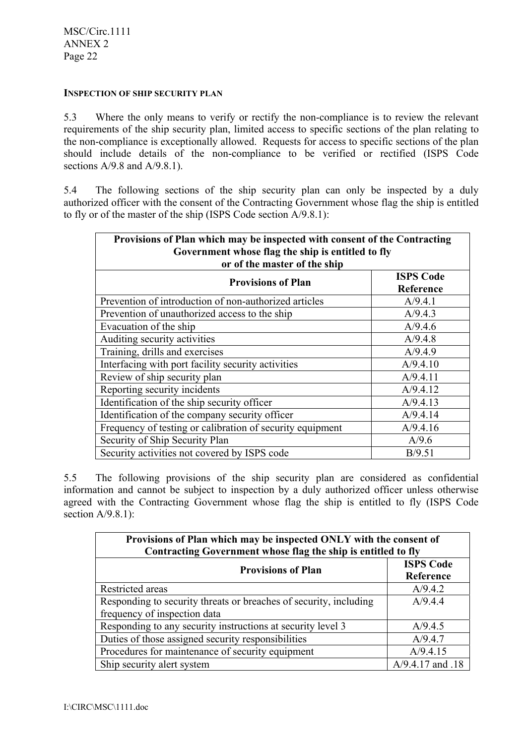#### INSPECTION OF SHIP SECURITY PLAN

5.3 Where the only means to verify or rectify the non-compliance is to review the relevant requirements of the ship security plan, limited access to specific sections of the plan relating to the non-compliance is exceptionally allowed. Requests for access to specific sections of the plan should include details of the non-compliance to be verified or rectified (ISPS Code sections A/9.8 and A/9.8.1).

5.4 The following sections of the ship security plan can only be inspected by a duly authorized officer with the consent of the Contracting Government whose flag the ship is entitled to fly or of the master of the ship (ISPS Code section A/9.8.1):

| **Provisions of Plan which may be inspected with consent of the Contracting Government whose flag the ship is entitled to fly or of the master of the ship** | |
|---|---|
| **Provisions of Plan** | **ISPS Code Reference** |
| Prevention of introduction of non-authorized articles | A/9.4.1 |
| Prevention of unauthorized access to the ship | A/9.4.3 |
| Evacuation of the ship | A/9.4.6 |
| Auditing security activities | A/9.4.8 |
| Training, drills and exercises | A/9.4.9 |
| Interfacing with port facility security activities | A/9.4.10 |
| Review of ship security plan | A/9.4.11 |
| Reporting security incidents | A/9.4.12 |
| Identification of the ship security officer | A/9.4.13 |
| Identification of the company security officer | A/9.4.14 |
| Frequency of testing or calibration of security equipment | A/9.4.16 |
| Security of Ship Security Plan | A/9.6 |
| Security activities not covered by ISPS code | B/9.51 |

5.5 The following provisions of the ship security plan are considered as confidential information and cannot be subject to inspection by a duly authorized officer unless otherwise agreed with the Contracting Government whose flag the ship is entitled to fly (ISPS Code section A/9.8.1):

| **Provisions of Plan which may be inspected ONLY with the consent of Contracting Government whose flag the ship is entitled to fly** | |
|---|---|
| **Provisions of Plan** | **ISPS Code Reference** |
| Restricted areas | A/9.4.2 |
| Responding to security threats or breaches of security, including frequency of inspection data | A/9.4.4 |
| Responding to any security instructions at security level 3 | A/9.4.5 |
| Duties of those assigned security responsibilities | A/9.4.7 |
| Procedures for maintenance of security equipment | A/9.4.15 |
| Ship security alert system | A/9.4.17 and .18 |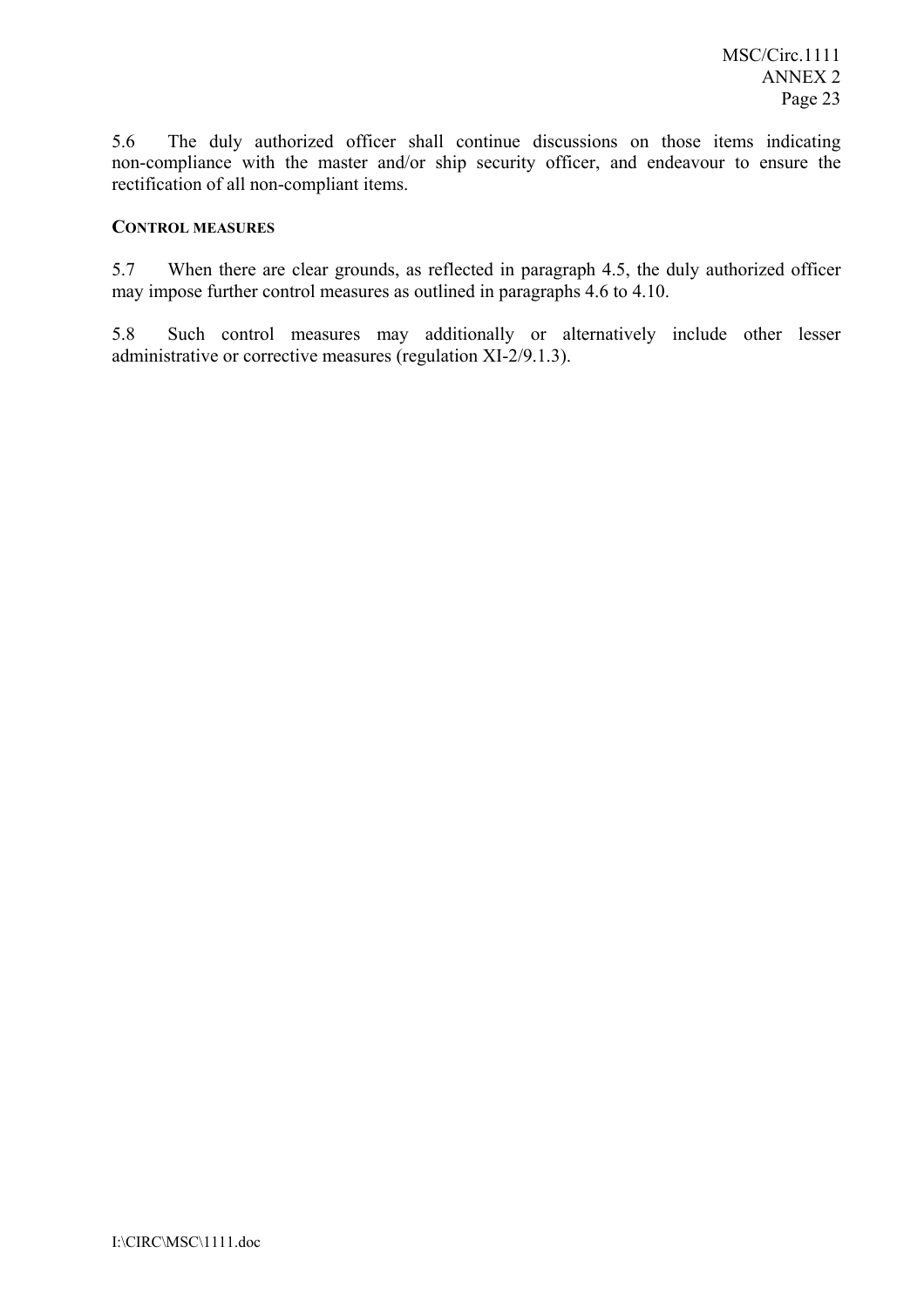5.6 The duly authorized officer shall continue discussions on those items indicating non-compliance with the master and/or ship security officer, and endeavour to ensure the rectification of all non-compliant items.

**CONTROL MEASURES**

5.7 When there are clear grounds, as reflected in paragraph 4.5, the duly authorized officer may impose further control measures as outlined in paragraphs 4.6 to 4.10.

5.8 Such control measures may additionally or alternatively include other lesser administrative or corrective measures (regulation XI-2/9.1.3).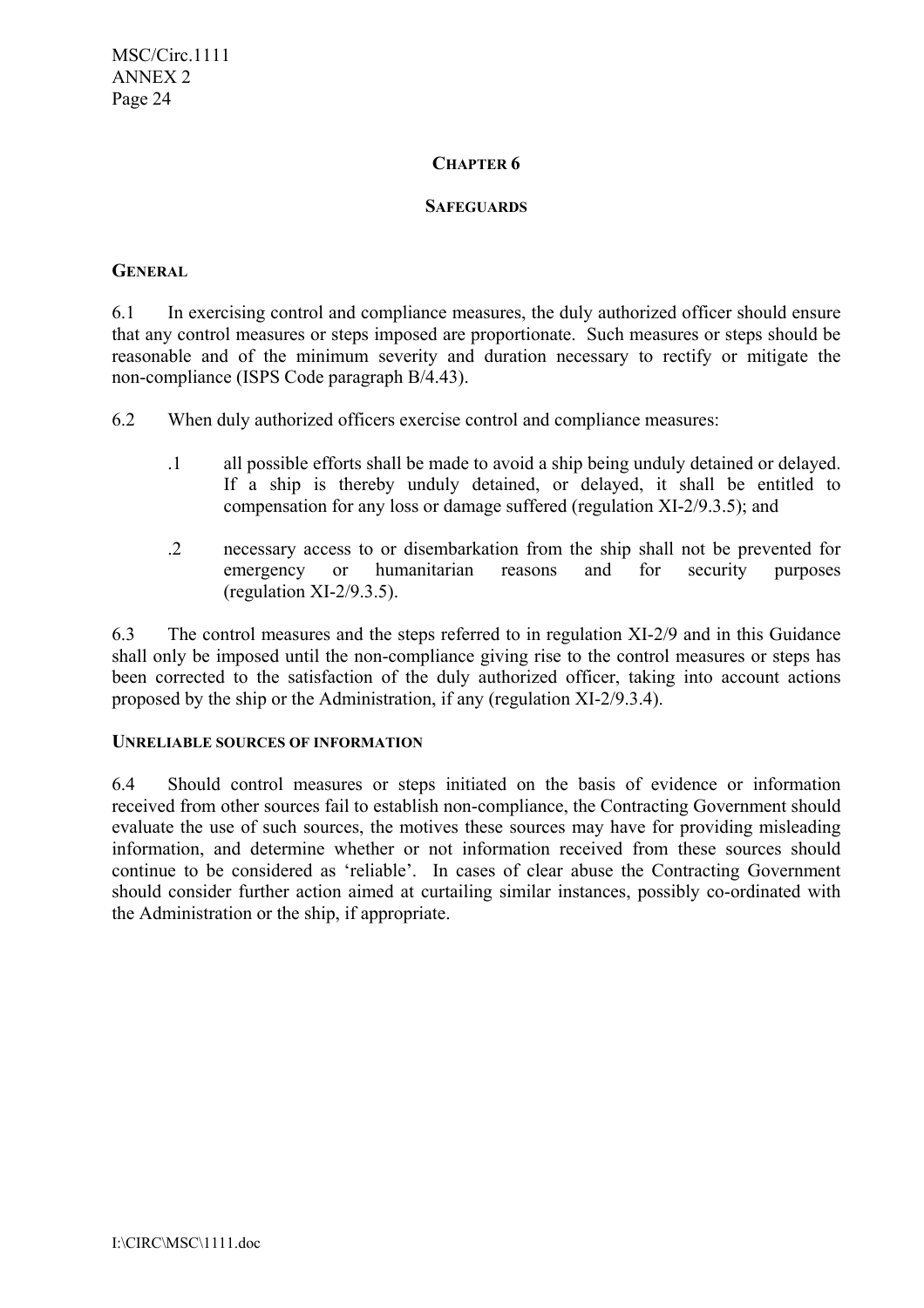# CHAPTER 6

## SAFEGUARDS

### GENERAL

6.1 In exercising control and compliance measures, the duly authorized officer should ensure that any control measures or steps imposed are proportionate. Such measures or steps should be reasonable and of the minimum severity and duration necessary to rectify or mitigate the non-compliance (ISPS Code paragraph B/4.43).

6.2 When duly authorized officers exercise control and compliance measures:

- .1 all possible efforts shall be made to avoid a ship being unduly detained or delayed. If a ship is thereby unduly detained, or delayed, it shall be entitled to compensation for any loss or damage suffered (regulation XI-2/9.3.5); and

- .2 necessary access to or disembarkation from the ship shall not be prevented for emergency or humanitarian reasons and for security purposes (regulation XI-2/9.3.5).

6.3 The control measures and the steps referred to in regulation XI-2/9 and in this Guidance shall only be imposed until the non-compliance giving rise to the control measures or steps has been corrected to the satisfaction of the duly authorized officer, taking into account actions proposed by the ship or the Administration, if any (regulation XI-2/9.3.4).

### UNRELIABLE SOURCES OF INFORMATION

6.4 Should control measures or steps initiated on the basis of evidence or information received from other sources fail to establish non-compliance, the Contracting Government should evaluate the use of such sources, the motives these sources may have for providing misleading information, and determine whether or not information received from these sources should continue to be considered as 'reliable'. In cases of clear abuse the Contracting Government should consider further action aimed at curtailing similar instances, possibly co-ordinated with the Administration or the ship, if appropriate.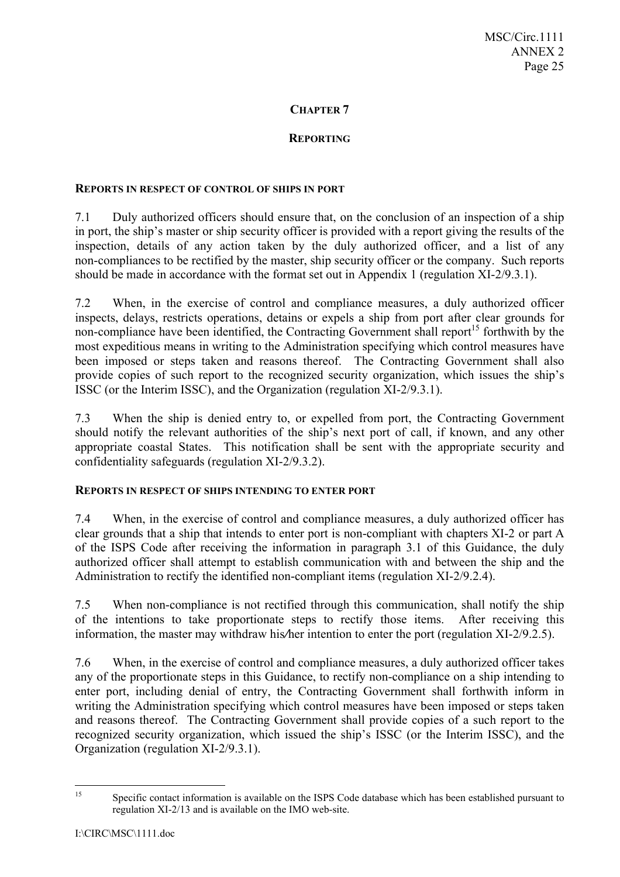## CHAPTER 7

## REPORTING

### REPORTS IN RESPECT OF CONTROL OF SHIPS IN PORT

7.1 Duly authorized officers should ensure that, on the conclusion of an inspection of a ship in port, the ship's master or ship security officer is provided with a report giving the results of the inspection, details of any action taken by the duly authorized officer, and a list of any non-compliances to be rectified by the master, ship security officer or the company. Such reports should be made in accordance with the format set out in Appendix 1 (regulation XI-2/9.3.1).

7.2 When, in the exercise of control and compliance measures, a duly authorized officer inspects, delays, restricts operations, detains or expels a ship from port after clear grounds for non-compliance have been identified, the Contracting Government shall report[15] forthwith by the most expeditious means in writing to the Administration specifying which control measures have been imposed or steps taken and reasons thereof. The Contracting Government shall also provide copies of such report to the recognized security organization, which issues the ship's ISSC (or the Interim ISSC), and the Organization (regulation XI-2/9.3.1).

7.3 When the ship is denied entry to, or expelled from port, the Contracting Government should notify the relevant authorities of the ship's next port of call, if known, and any other appropriate coastal States. This notification shall be sent with the appropriate security and confidentiality safeguards (regulation XI-2/9.3.2).

### REPORTS IN RESPECT OF SHIPS INTENDING TO ENTER PORT

7.4 When, in the exercise of control and compliance measures, a duly authorized officer has clear grounds that a ship that intends to enter port is non-compliant with chapters XI-2 or part A of the ISPS Code after receiving the information in paragraph 3.1 of this Guidance, the duly authorized officer shall attempt to establish communication with and between the ship and the Administration to rectify the identified non-compliant items (regulation XI-2/9.2.4).

7.5 When non-compliance is not rectified through this communication, shall notify the ship of the intentions to take proportionate steps to rectify those items. After receiving this information, the master may withdraw his/her intention to enter the port (regulation XI-2/9.2.5).

7.6 When, in the exercise of control and compliance measures, a duly authorized officer takes any of the proportionate steps in this Guidance, to rectify non-compliance on a ship intending to enter port, including denial of entry, the Contracting Government shall forthwith inform in writing the Administration specifying which control measures have been imposed or steps taken and reasons thereof. The Contracting Government shall provide copies of a such report to the recognized security organization, which issued the ship's ISSC (or the Interim ISSC), and the Organization (regulation XI-2/9.3.1).

---

[15] Specific contact information is available on the ISPS Code database which has been established pursuant to regulation XI-2/13 and is available on the IMO web-site.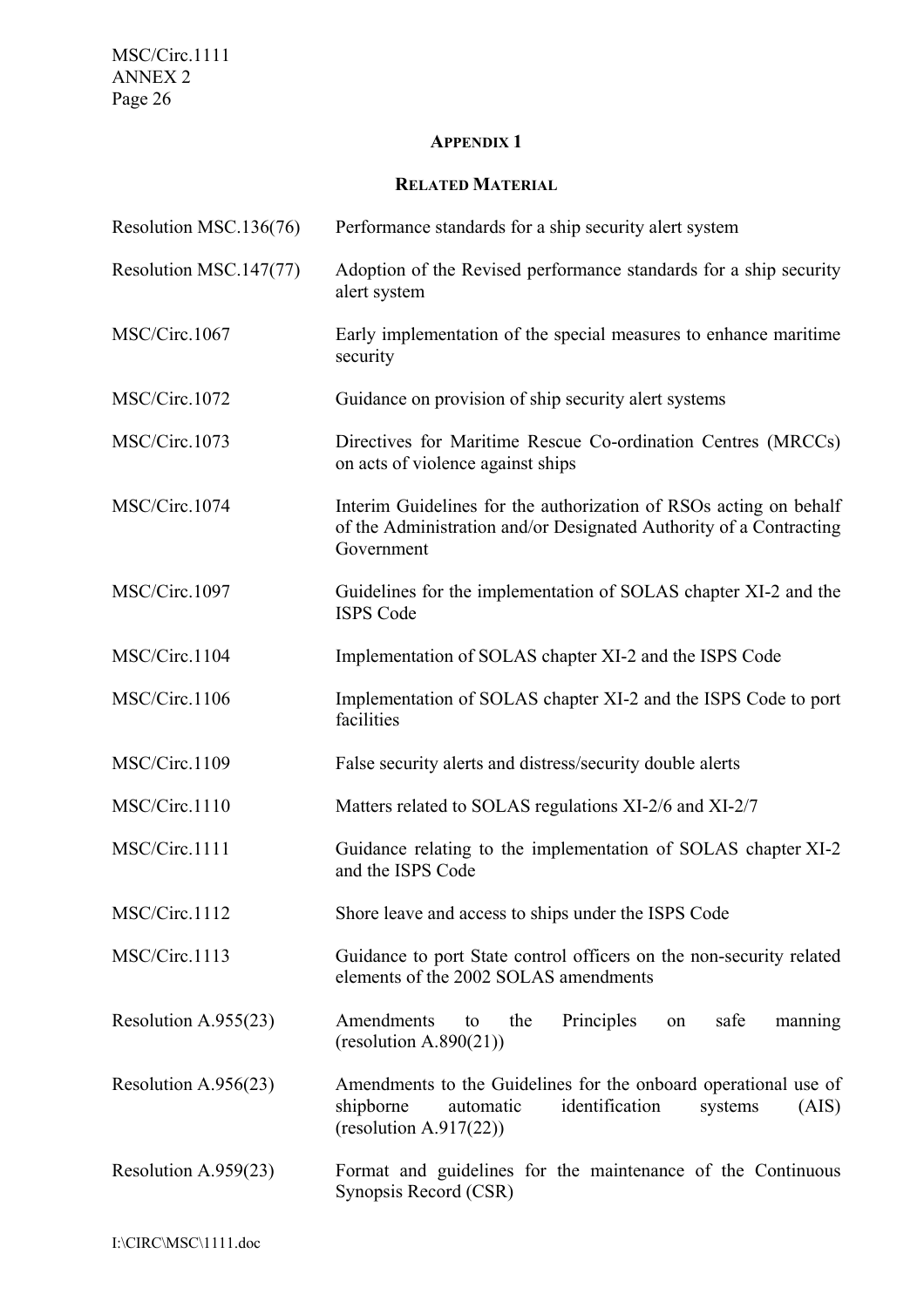## APPENDIX 1

### RELATED MATERIAL

| | |
|---|---|
| Resolution MSC.136(76) | Performance standards for a ship security alert system |
| Resolution MSC.147(77) | Adoption of the Revised performance standards for a ship security alert system |
| MSC/Circ.1067 | Early implementation of the special measures to enhance maritime security |
| MSC/Circ.1072 | Guidance on provision of ship security alert systems |
| MSC/Circ.1073 | Directives for Maritime Rescue Co-ordination Centres (MRCCs) on acts of violence against ships |
| MSC/Circ.1074 | Interim Guidelines for the authorization of RSOs acting on behalf of the Administration and/or Designated Authority of a Contracting Government |
| MSC/Circ.1097 | Guidelines for the implementation of SOLAS chapter XI-2 and the ISPS Code |
| MSC/Circ.1104 | Implementation of SOLAS chapter XI-2 and the ISPS Code |
| MSC/Circ.1106 | Implementation of SOLAS chapter XI-2 and the ISPS Code to port facilities |
| MSC/Circ.1109 | False security alerts and distress/security double alerts |
| MSC/Circ.1110 | Matters related to SOLAS regulations XI-2/6 and XI-2/7 |
| MSC/Circ.1111 | Guidance relating to the implementation of SOLAS chapter XI-2 and the ISPS Code |
| MSC/Circ.1112 | Shore leave and access to ships under the ISPS Code |
| MSC/Circ.1113 | Guidance to port State control officers on the non-security related elements of the 2002 SOLAS amendments |
| Resolution A.955(23) | Amendments to the Principles on safe manning (resolution A.890(21)) |
| Resolution A.956(23) | Amendments to the Guidelines for the onboard operational use of shipborne automatic identification systems (AIS) (resolution A.917(22)) |
| Resolution A.959(23) | Format and guidelines for the maintenance of the Continuous Synopsis Record (CSR) |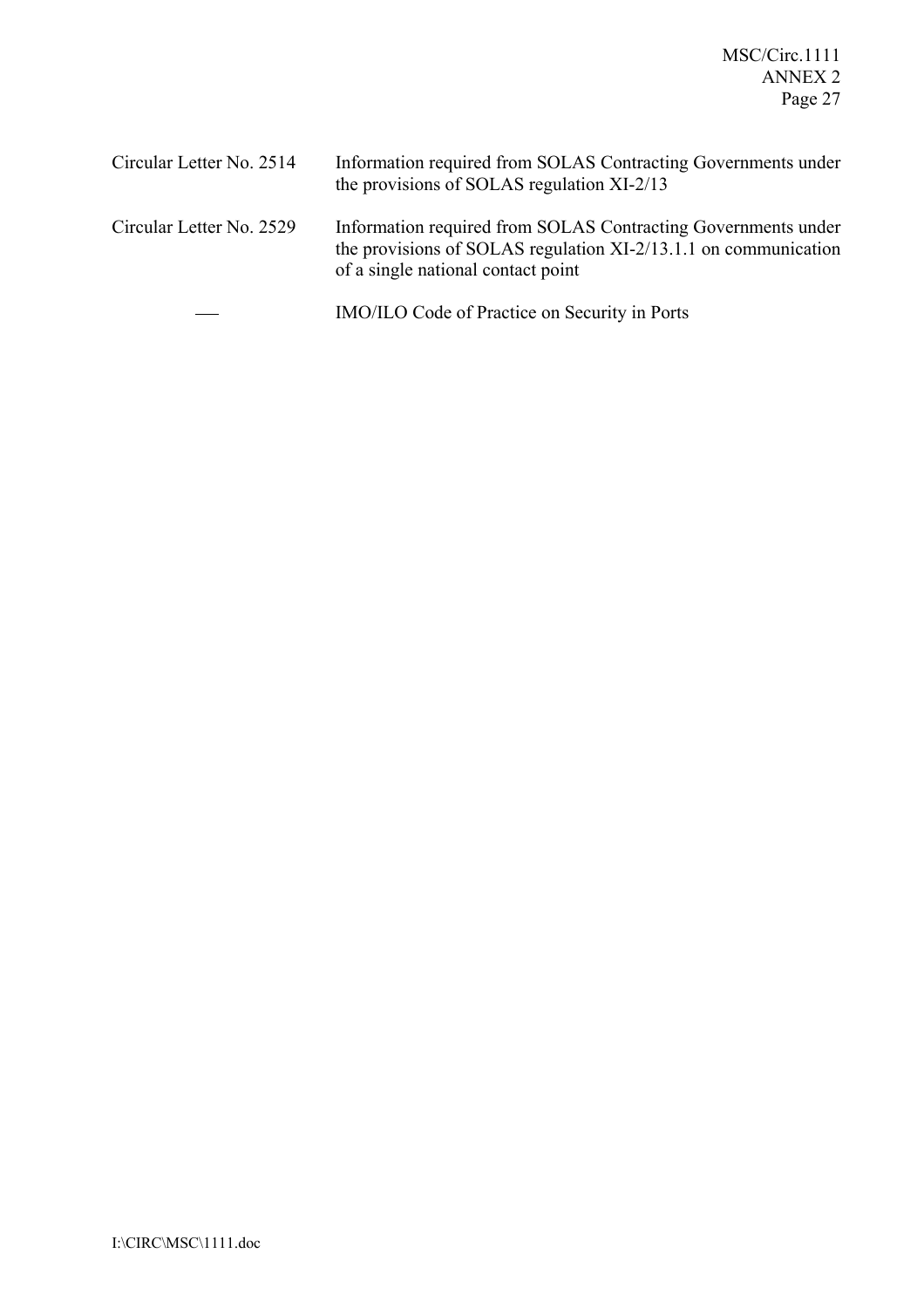| | |
|---|---|
| Circular Letter No. 2514 | Information required from SOLAS Contracting Governments under the provisions of SOLAS regulation XI-2/13 |
| Circular Letter No. 2529 | Information required from SOLAS Contracting Governments under the provisions of SOLAS regulation XI-2/13.1.1 on communication of a single national contact point |
| — | IMO/ILO Code of Practice on Security in Ports |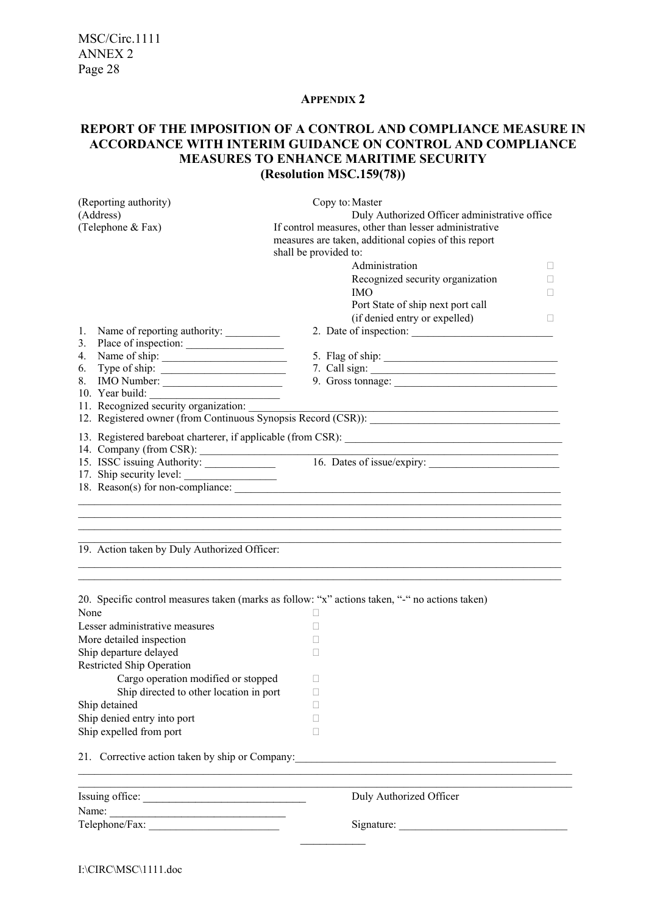**APPENDIX 2**

## REPORT OF THE IMPOSITION OF A CONTROL AND COMPLIANCE MEASURE IN ACCORDANCE WITH INTERIM GUIDANCE ON CONTROL AND COMPLIANCE MEASURES TO ENHANCE MARITIME SECURITY (Resolution MSC.159(78))

(Reporting authority)
(Address)
(Telephone & Fax)

Copy to: Master
Duly Authorized Officer administrative office
If control measures, other than lesser administrative measures are taken, additional copies of this report shall be provided to:

- Administration ☐
- Recognized security organization ☐
- IMO ☐
- Port State of ship next port call (if denied entry or expelled) ☐

1. Name of reporting authority: __________
2. Date of inspection: __________________________
3. Place of inspection: _________________
4. Name of ship: ______________________
5. Flag of ship: ________________________________
6. Type of ship: _______________________
7. Call sign: __________________________________
8. IMO Number: ______________________
9. Gross tonnage: ______________________________
10. Year build: ________________________
11. Recognized security organization: ______________________________________________
12. Registered owner (from Continuous Synopsis Record (CSR)): __________________________
13. Registered bareboat charterer, if applicable (from CSR): _____________________________
14. Company (from CSR): ________________________________________________________
15. ISSC issuing Authority: _____________
16. Dates of issue/expiry: ________________________
17. Ship security level: ________________
18. Reason(s) for non-compliance: _____________________________________________________
______________________________________________________________________________
______________________________________________________________________________
______________________________________________________________________________
______________________________________________________________________________

19. Action taken by Duly Authorized Officer:
______________________________________________________________________________
______________________________________________________________________________

20. Specific control measures taken (marks as follow: "x" actions taken, "-" no actions taken)

None ☐
Lesser administrative measures ☐
More detailed inspection ☐
Ship departure delayed ☐
Restricted Ship Operation
  Cargo operation modified or stopped ☐
  Ship directed to other location in port ☐
Ship detained ☐
Ship denied entry into port ☐
Ship expelled from port ☐

21. Corrective action taken by ship or Company: ______________________________________________
______________________________________________________________________________
______________________________________________________________________________

Issuing office: ______________________________
Name: _______________________________
Telephone/Fax: _______________________

Duly Authorized Officer

Signature: ______________________________

___________